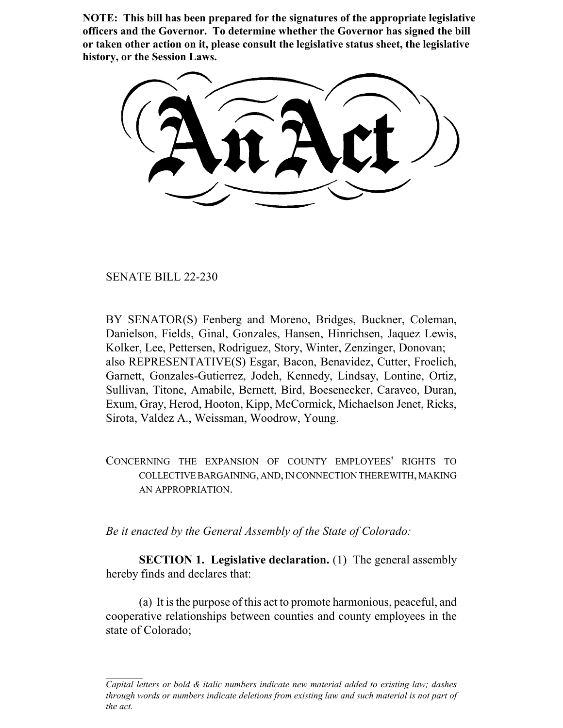**NOTE: This bill has been prepared for the signatures of the appropriate legislative officers and the Governor. To determine whether the Governor has signed the bill or taken other action on it, please consult the legislative status sheet, the legislative history, or the Session Laws.**

# An Act

SENATE BILL 22-230

BY SENATOR(S) Fenberg and Moreno, Bridges, Buckner, Coleman, Danielson, Fields, Ginal, Gonzales, Hansen, Hinrichsen, Jaquez Lewis, Kolker, Lee, Pettersen, Rodriguez, Story, Winter, Zenzinger, Donovan; also REPRESENTATIVE(S) Esgar, Bacon, Benavidez, Cutter, Froelich, Garnett, Gonzales-Gutierrez, Jodeh, Kennedy, Lindsay, Lontine, Ortiz, Sullivan, Titone, Amabile, Bernett, Bird, Boesenecker, Caraveo, Duran, Exum, Gray, Herod, Hooton, Kipp, McCormick, Michaelson Jenet, Ricks, Sirota, Valdez A., Weissman, Woodrow, Young.

CONCERNING THE EXPANSION OF COUNTY EMPLOYEES' RIGHTS TO COLLECTIVE BARGAINING, AND, IN CONNECTION THEREWITH, MAKING AN APPROPRIATION.

*Be it enacted by the General Assembly of the State of Colorado:*

**SECTION 1. Legislative declaration.** (1) The general assembly hereby finds and declares that:

(a) It is the purpose of this act to promote harmonious, peaceful, and cooperative relationships between counties and county employees in the state of Colorado;

*Capital letters or bold & italic numbers indicate new material added to existing law; dashes through words or numbers indicate deletions from existing law and such material is not part of the act.*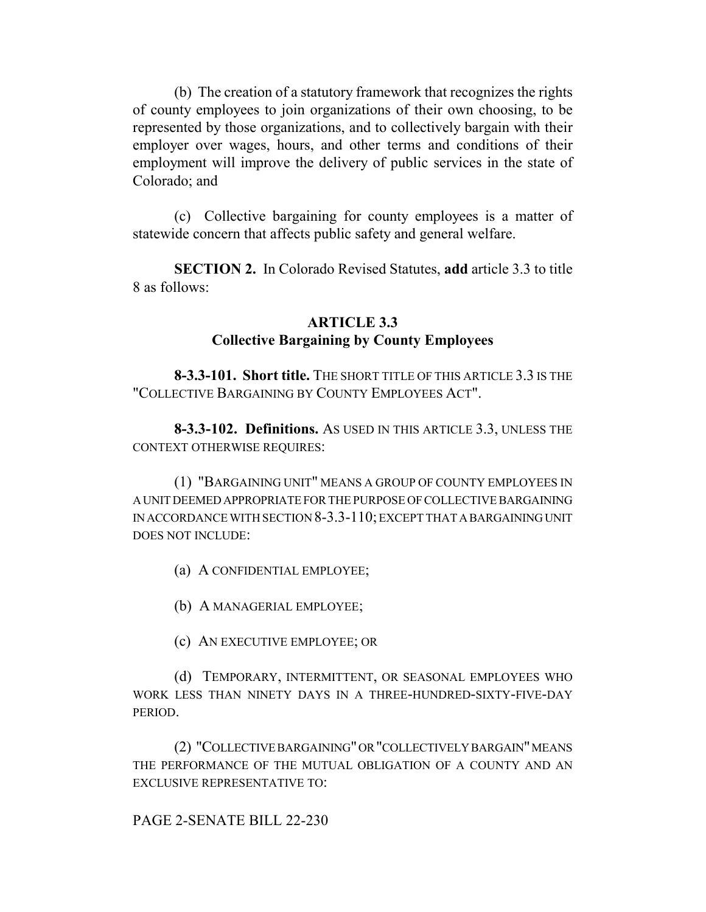(b) The creation of a statutory framework that recognizes the rights of county employees to join organizations of their own choosing, to be represented by those organizations, and to collectively bargain with their employer over wages, hours, and other terms and conditions of their employment will improve the delivery of public services in the state of Colorado; and

(c) Collective bargaining for county employees is a matter of statewide concern that affects public safety and general welfare.

**SECTION 2.** In Colorado Revised Statutes, **add** article 3.3 to title 8 as follows:

## ARTICLE 3.3
## Collective Bargaining by County Employees

**8-3.3-101. Short title.** THE SHORT TITLE OF THIS ARTICLE 3.3 IS THE "COLLECTIVE BARGAINING BY COUNTY EMPLOYEES ACT".

**8-3.3-102. Definitions.** AS USED IN THIS ARTICLE 3.3, UNLESS THE CONTEXT OTHERWISE REQUIRES:

(1) "BARGAINING UNIT" MEANS A GROUP OF COUNTY EMPLOYEES IN A UNIT DEEMED APPROPRIATE FOR THE PURPOSE OF COLLECTIVE BARGAINING IN ACCORDANCE WITH SECTION 8-3.3-110; EXCEPT THAT A BARGAINING UNIT DOES NOT INCLUDE:

(a) A CONFIDENTIAL EMPLOYEE;

(b) A MANAGERIAL EMPLOYEE;

(c) AN EXECUTIVE EMPLOYEE; OR

(d) TEMPORARY, INTERMITTENT, OR SEASONAL EMPLOYEES WHO WORK LESS THAN NINETY DAYS IN A THREE-HUNDRED-SIXTY-FIVE-DAY PERIOD.

(2) "COLLECTIVE BARGAINING" OR "COLLECTIVELY BARGAIN" MEANS THE PERFORMANCE OF THE MUTUAL OBLIGATION OF A COUNTY AND AN EXCLUSIVE REPRESENTATIVE TO: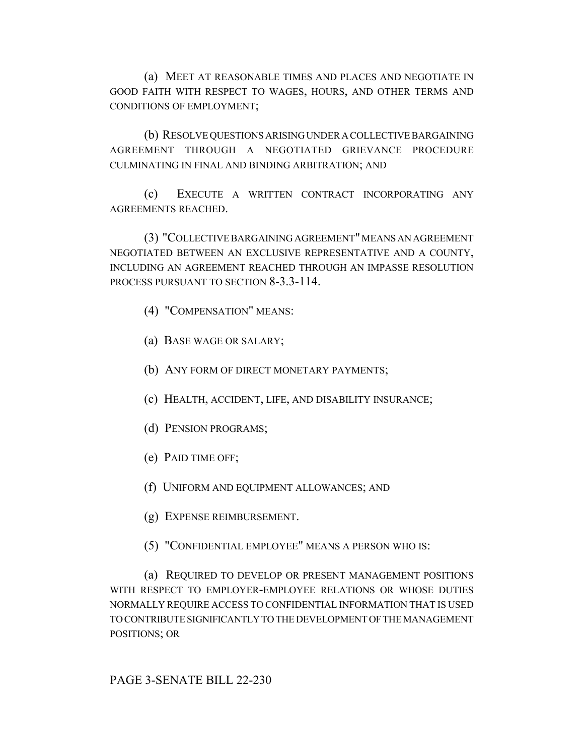(a) MEET AT REASONABLE TIMES AND PLACES AND NEGOTIATE IN GOOD FAITH WITH RESPECT TO WAGES, HOURS, AND OTHER TERMS AND CONDITIONS OF EMPLOYMENT;

(b) RESOLVE QUESTIONS ARISING UNDER A COLLECTIVE BARGAINING AGREEMENT THROUGH A NEGOTIATED GRIEVANCE PROCEDURE CULMINATING IN FINAL AND BINDING ARBITRATION; AND

(c) EXECUTE A WRITTEN CONTRACT INCORPORATING ANY AGREEMENTS REACHED.

(3) "COLLECTIVE BARGAINING AGREEMENT" MEANS AN AGREEMENT NEGOTIATED BETWEEN AN EXCLUSIVE REPRESENTATIVE AND A COUNTY, INCLUDING AN AGREEMENT REACHED THROUGH AN IMPASSE RESOLUTION PROCESS PURSUANT TO SECTION 8-3.3-114.

(4) "COMPENSATION" MEANS:

(a) BASE WAGE OR SALARY;

(b) ANY FORM OF DIRECT MONETARY PAYMENTS;

(c) HEALTH, ACCIDENT, LIFE, AND DISABILITY INSURANCE;

(d) PENSION PROGRAMS;

(e) PAID TIME OFF;

(f) UNIFORM AND EQUIPMENT ALLOWANCES; AND

(g) EXPENSE REIMBURSEMENT.

(5) "CONFIDENTIAL EMPLOYEE" MEANS A PERSON WHO IS:

(a) REQUIRED TO DEVELOP OR PRESENT MANAGEMENT POSITIONS WITH RESPECT TO EMPLOYER-EMPLOYEE RELATIONS OR WHOSE DUTIES NORMALLY REQUIRE ACCESS TO CONFIDENTIAL INFORMATION THAT IS USED TO CONTRIBUTE SIGNIFICANTLY TO THE DEVELOPMENT OF THE MANAGEMENT POSITIONS; OR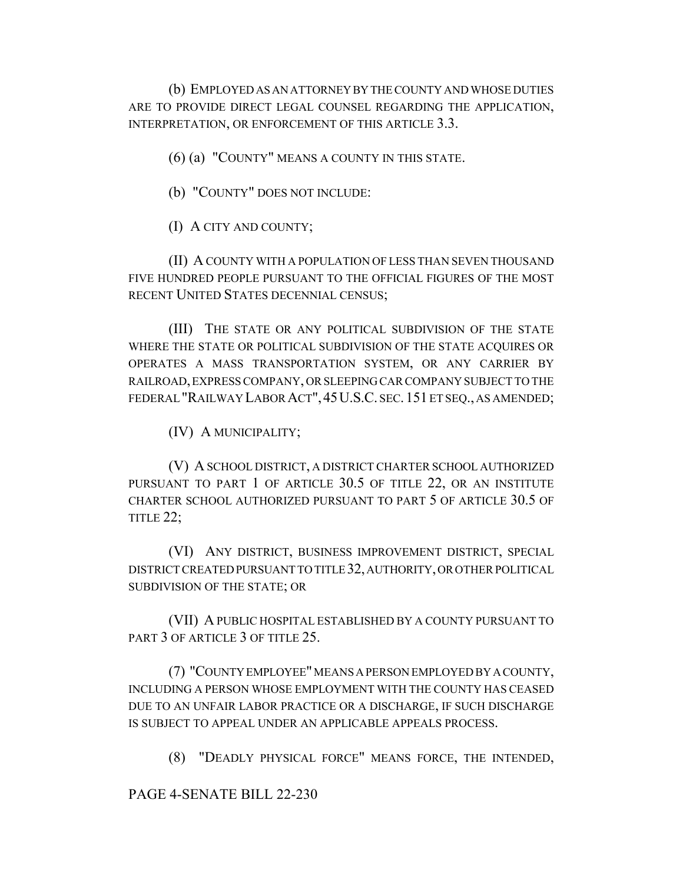(b) EMPLOYED AS AN ATTORNEY BY THE COUNTY AND WHOSE DUTIES ARE TO PROVIDE DIRECT LEGAL COUNSEL REGARDING THE APPLICATION, INTERPRETATION, OR ENFORCEMENT OF THIS ARTICLE 3.3.

(6) (a) "COUNTY" MEANS A COUNTY IN THIS STATE.

(b) "COUNTY" DOES NOT INCLUDE:

(I) A CITY AND COUNTY;

(II) A COUNTY WITH A POPULATION OF LESS THAN SEVEN THOUSAND FIVE HUNDRED PEOPLE PURSUANT TO THE OFFICIAL FIGURES OF THE MOST RECENT UNITED STATES DECENNIAL CENSUS;

(III) THE STATE OR ANY POLITICAL SUBDIVISION OF THE STATE WHERE THE STATE OR POLITICAL SUBDIVISION OF THE STATE ACQUIRES OR OPERATES A MASS TRANSPORTATION SYSTEM, OR ANY CARRIER BY RAILROAD, EXPRESS COMPANY, OR SLEEPING CAR COMPANY SUBJECT TO THE FEDERAL "RAILWAY LABOR ACT", 45 U.S.C. SEC. 151 ET SEQ., AS AMENDED;

(IV) A MUNICIPALITY;

(V) A SCHOOL DISTRICT, A DISTRICT CHARTER SCHOOL AUTHORIZED PURSUANT TO PART 1 OF ARTICLE 30.5 OF TITLE 22, OR AN INSTITUTE CHARTER SCHOOL AUTHORIZED PURSUANT TO PART 5 OF ARTICLE 30.5 OF TITLE 22;

(VI) ANY DISTRICT, BUSINESS IMPROVEMENT DISTRICT, SPECIAL DISTRICT CREATED PURSUANT TO TITLE 32, AUTHORITY, OR OTHER POLITICAL SUBDIVISION OF THE STATE; OR

(VII) A PUBLIC HOSPITAL ESTABLISHED BY A COUNTY PURSUANT TO PART 3 OF ARTICLE 3 OF TITLE 25.

(7) "COUNTY EMPLOYEE" MEANS A PERSON EMPLOYED BY A COUNTY, INCLUDING A PERSON WHOSE EMPLOYMENT WITH THE COUNTY HAS CEASED DUE TO AN UNFAIR LABOR PRACTICE OR A DISCHARGE, IF SUCH DISCHARGE IS SUBJECT TO APPEAL UNDER AN APPLICABLE APPEALS PROCESS.

(8) "DEADLY PHYSICAL FORCE" MEANS FORCE, THE INTENDED,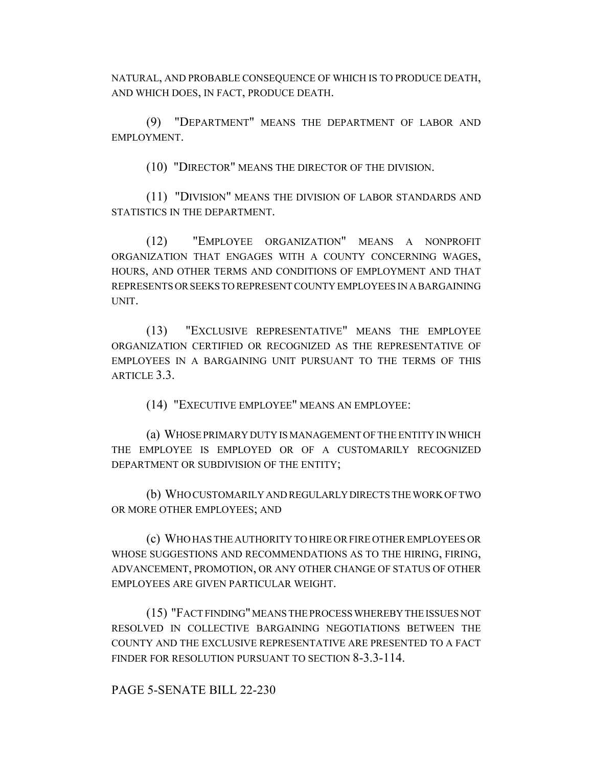NATURAL, AND PROBABLE CONSEQUENCE OF WHICH IS TO PRODUCE DEATH, AND WHICH DOES, IN FACT, PRODUCE DEATH.

(9) "DEPARTMENT" MEANS THE DEPARTMENT OF LABOR AND EMPLOYMENT.

(10) "DIRECTOR" MEANS THE DIRECTOR OF THE DIVISION.

(11) "DIVISION" MEANS THE DIVISION OF LABOR STANDARDS AND STATISTICS IN THE DEPARTMENT.

(12) "EMPLOYEE ORGANIZATION" MEANS A NONPROFIT ORGANIZATION THAT ENGAGES WITH A COUNTY CONCERNING WAGES, HOURS, AND OTHER TERMS AND CONDITIONS OF EMPLOYMENT AND THAT REPRESENTS OR SEEKS TO REPRESENT COUNTY EMPLOYEES IN A BARGAINING UNIT.

(13) "EXCLUSIVE REPRESENTATIVE" MEANS THE EMPLOYEE ORGANIZATION CERTIFIED OR RECOGNIZED AS THE REPRESENTATIVE OF EMPLOYEES IN A BARGAINING UNIT PURSUANT TO THE TERMS OF THIS ARTICLE 3.3.

(14) "EXECUTIVE EMPLOYEE" MEANS AN EMPLOYEE:

(a) WHOSE PRIMARY DUTY IS MANAGEMENT OF THE ENTITY IN WHICH THE EMPLOYEE IS EMPLOYED OR OF A CUSTOMARILY RECOGNIZED DEPARTMENT OR SUBDIVISION OF THE ENTITY;

(b) WHO CUSTOMARILY AND REGULARLY DIRECTS THE WORK OF TWO OR MORE OTHER EMPLOYEES; AND

(c) WHO HAS THE AUTHORITY TO HIRE OR FIRE OTHER EMPLOYEES OR WHOSE SUGGESTIONS AND RECOMMENDATIONS AS TO THE HIRING, FIRING, ADVANCEMENT, PROMOTION, OR ANY OTHER CHANGE OF STATUS OF OTHER EMPLOYEES ARE GIVEN PARTICULAR WEIGHT.

(15) "FACT FINDING" MEANS THE PROCESS WHEREBY THE ISSUES NOT RESOLVED IN COLLECTIVE BARGAINING NEGOTIATIONS BETWEEN THE COUNTY AND THE EXCLUSIVE REPRESENTATIVE ARE PRESENTED TO A FACT FINDER FOR RESOLUTION PURSUANT TO SECTION 8-3.3-114.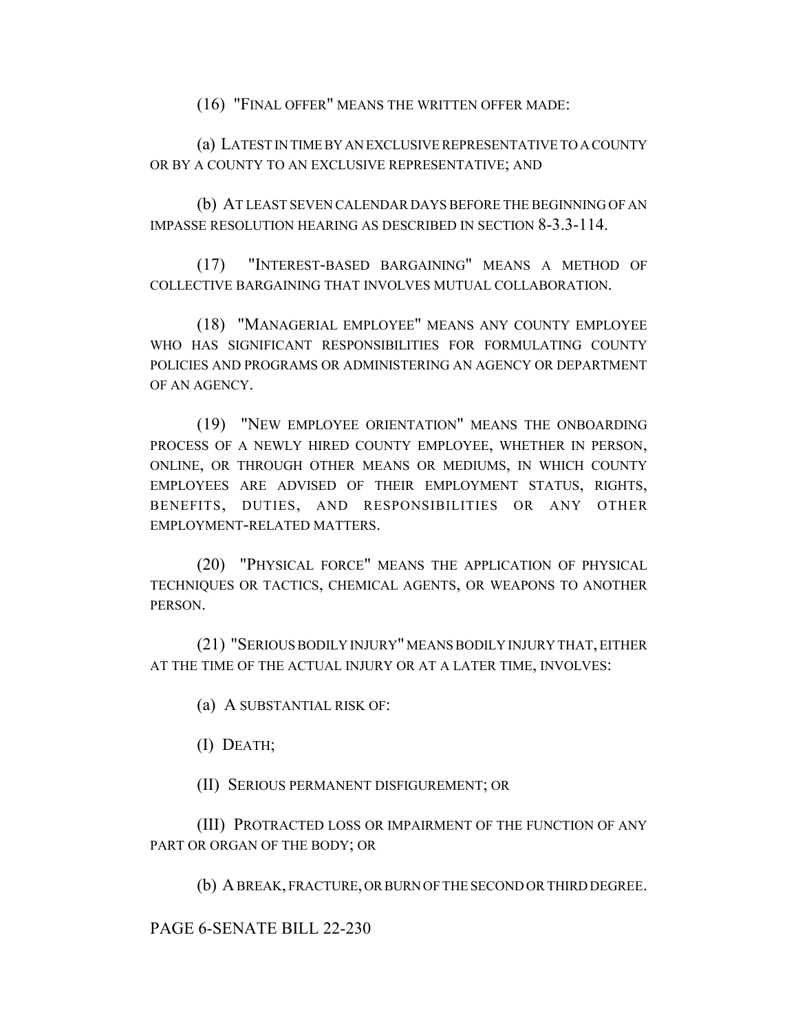(16) "FINAL OFFER" MEANS THE WRITTEN OFFER MADE:

(a) LATEST IN TIME BY AN EXCLUSIVE REPRESENTATIVE TO A COUNTY OR BY A COUNTY TO AN EXCLUSIVE REPRESENTATIVE; AND

(b) AT LEAST SEVEN CALENDAR DAYS BEFORE THE BEGINNING OF AN IMPASSE RESOLUTION HEARING AS DESCRIBED IN SECTION 8-3.3-114.

(17) "INTEREST-BASED BARGAINING" MEANS A METHOD OF COLLECTIVE BARGAINING THAT INVOLVES MUTUAL COLLABORATION.

(18) "MANAGERIAL EMPLOYEE" MEANS ANY COUNTY EMPLOYEE WHO HAS SIGNIFICANT RESPONSIBILITIES FOR FORMULATING COUNTY POLICIES AND PROGRAMS OR ADMINISTERING AN AGENCY OR DEPARTMENT OF AN AGENCY.

(19) "NEW EMPLOYEE ORIENTATION" MEANS THE ONBOARDING PROCESS OF A NEWLY HIRED COUNTY EMPLOYEE, WHETHER IN PERSON, ONLINE, OR THROUGH OTHER MEANS OR MEDIUMS, IN WHICH COUNTY EMPLOYEES ARE ADVISED OF THEIR EMPLOYMENT STATUS, RIGHTS, BENEFITS, DUTIES, AND RESPONSIBILITIES OR ANY OTHER EMPLOYMENT-RELATED MATTERS.

(20) "PHYSICAL FORCE" MEANS THE APPLICATION OF PHYSICAL TECHNIQUES OR TACTICS, CHEMICAL AGENTS, OR WEAPONS TO ANOTHER PERSON.

(21) "SERIOUS BODILY INJURY" MEANS BODILY INJURY THAT, EITHER AT THE TIME OF THE ACTUAL INJURY OR AT A LATER TIME, INVOLVES:

(a) A SUBSTANTIAL RISK OF:

(I) DEATH;

(II) SERIOUS PERMANENT DISFIGUREMENT; OR

(III) PROTRACTED LOSS OR IMPAIRMENT OF THE FUNCTION OF ANY PART OR ORGAN OF THE BODY; OR

(b) A BREAK, FRACTURE, OR BURN OF THE SECOND OR THIRD DEGREE.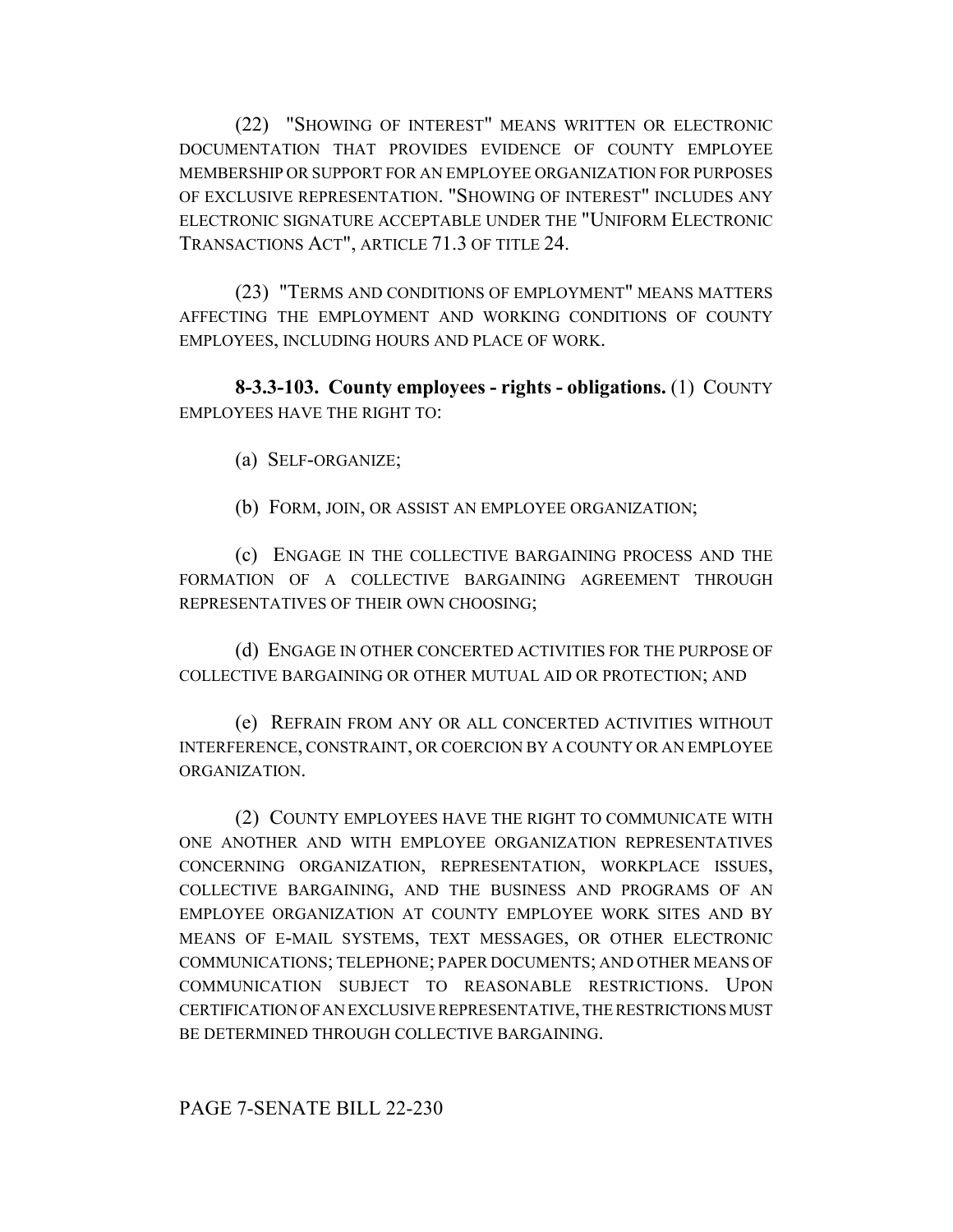(22) "SHOWING OF INTEREST" MEANS WRITTEN OR ELECTRONIC DOCUMENTATION THAT PROVIDES EVIDENCE OF COUNTY EMPLOYEE MEMBERSHIP OR SUPPORT FOR AN EMPLOYEE ORGANIZATION FOR PURPOSES OF EXCLUSIVE REPRESENTATION. "SHOWING OF INTEREST" INCLUDES ANY ELECTRONIC SIGNATURE ACCEPTABLE UNDER THE "UNIFORM ELECTRONIC TRANSACTIONS ACT", ARTICLE 71.3 OF TITLE 24.

(23) "TERMS AND CONDITIONS OF EMPLOYMENT" MEANS MATTERS AFFECTING THE EMPLOYMENT AND WORKING CONDITIONS OF COUNTY EMPLOYEES, INCLUDING HOURS AND PLACE OF WORK.

**8-3.3-103. County employees - rights - obligations.** (1) COUNTY EMPLOYEES HAVE THE RIGHT TO:

(a) SELF-ORGANIZE;

(b) FORM, JOIN, OR ASSIST AN EMPLOYEE ORGANIZATION;

(c) ENGAGE IN THE COLLECTIVE BARGAINING PROCESS AND THE FORMATION OF A COLLECTIVE BARGAINING AGREEMENT THROUGH REPRESENTATIVES OF THEIR OWN CHOOSING;

(d) ENGAGE IN OTHER CONCERTED ACTIVITIES FOR THE PURPOSE OF COLLECTIVE BARGAINING OR OTHER MUTUAL AID OR PROTECTION; AND

(e) REFRAIN FROM ANY OR ALL CONCERTED ACTIVITIES WITHOUT INTERFERENCE, CONSTRAINT, OR COERCION BY A COUNTY OR AN EMPLOYEE ORGANIZATION.

(2) COUNTY EMPLOYEES HAVE THE RIGHT TO COMMUNICATE WITH ONE ANOTHER AND WITH EMPLOYEE ORGANIZATION REPRESENTATIVES CONCERNING ORGANIZATION, REPRESENTATION, WORKPLACE ISSUES, COLLECTIVE BARGAINING, AND THE BUSINESS AND PROGRAMS OF AN EMPLOYEE ORGANIZATION AT COUNTY EMPLOYEE WORK SITES AND BY MEANS OF E-MAIL SYSTEMS, TEXT MESSAGES, OR OTHER ELECTRONIC COMMUNICATIONS; TELEPHONE; PAPER DOCUMENTS; AND OTHER MEANS OF COMMUNICATION SUBJECT TO REASONABLE RESTRICTIONS. UPON CERTIFICATION OF AN EXCLUSIVE REPRESENTATIVE, THE RESTRICTIONS MUST BE DETERMINED THROUGH COLLECTIVE BARGAINING.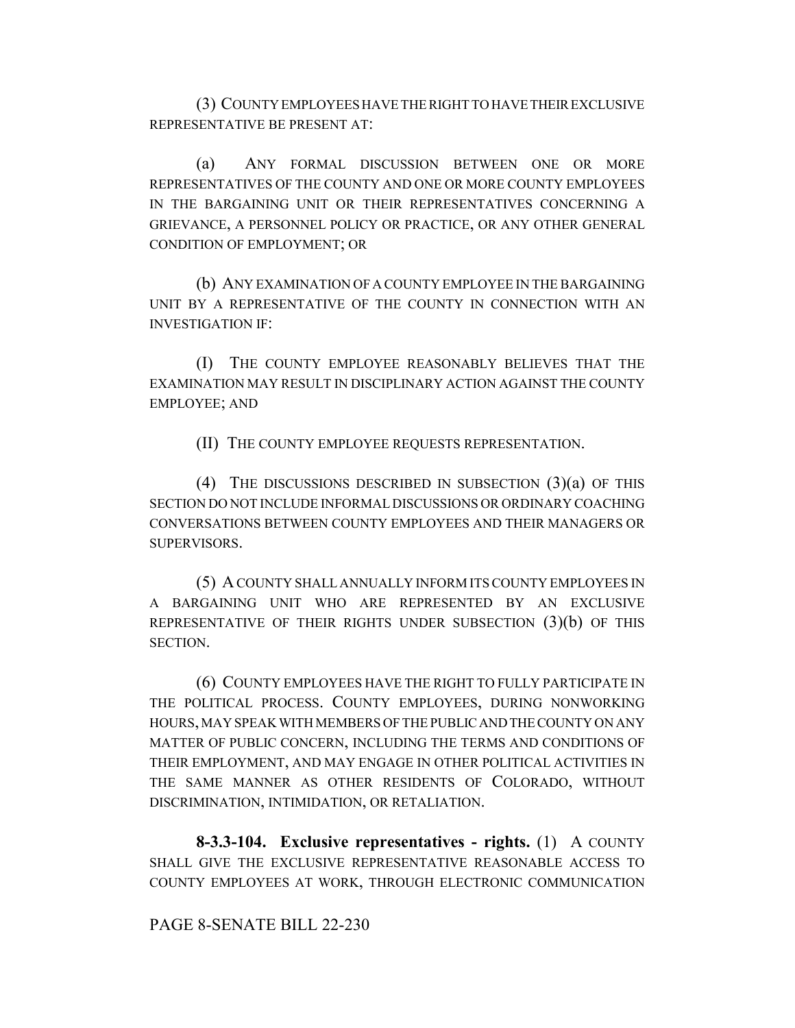(3) COUNTY EMPLOYEES HAVE THE RIGHT TO HAVE THEIR EXCLUSIVE REPRESENTATIVE BE PRESENT AT:

(a) ANY FORMAL DISCUSSION BETWEEN ONE OR MORE REPRESENTATIVES OF THE COUNTY AND ONE OR MORE COUNTY EMPLOYEES IN THE BARGAINING UNIT OR THEIR REPRESENTATIVES CONCERNING A GRIEVANCE, A PERSONNEL POLICY OR PRACTICE, OR ANY OTHER GENERAL CONDITION OF EMPLOYMENT; OR

(b) ANY EXAMINATION OF A COUNTY EMPLOYEE IN THE BARGAINING UNIT BY A REPRESENTATIVE OF THE COUNTY IN CONNECTION WITH AN INVESTIGATION IF:

(I) THE COUNTY EMPLOYEE REASONABLY BELIEVES THAT THE EXAMINATION MAY RESULT IN DISCIPLINARY ACTION AGAINST THE COUNTY EMPLOYEE; AND

(II) THE COUNTY EMPLOYEE REQUESTS REPRESENTATION.

(4) THE DISCUSSIONS DESCRIBED IN SUBSECTION (3)(a) OF THIS SECTION DO NOT INCLUDE INFORMAL DISCUSSIONS OR ORDINARY COACHING CONVERSATIONS BETWEEN COUNTY EMPLOYEES AND THEIR MANAGERS OR SUPERVISORS.

(5) A COUNTY SHALL ANNUALLY INFORM ITS COUNTY EMPLOYEES IN A BARGAINING UNIT WHO ARE REPRESENTED BY AN EXCLUSIVE REPRESENTATIVE OF THEIR RIGHTS UNDER SUBSECTION (3)(b) OF THIS SECTION.

(6) COUNTY EMPLOYEES HAVE THE RIGHT TO FULLY PARTICIPATE IN THE POLITICAL PROCESS. COUNTY EMPLOYEES, DURING NONWORKING HOURS, MAY SPEAK WITH MEMBERS OF THE PUBLIC AND THE COUNTY ON ANY MATTER OF PUBLIC CONCERN, INCLUDING THE TERMS AND CONDITIONS OF THEIR EMPLOYMENT, AND MAY ENGAGE IN OTHER POLITICAL ACTIVITIES IN THE SAME MANNER AS OTHER RESIDENTS OF COLORADO, WITHOUT DISCRIMINATION, INTIMIDATION, OR RETALIATION.

**8-3.3-104. Exclusive representatives - rights.** (1) A COUNTY SHALL GIVE THE EXCLUSIVE REPRESENTATIVE REASONABLE ACCESS TO COUNTY EMPLOYEES AT WORK, THROUGH ELECTRONIC COMMUNICATION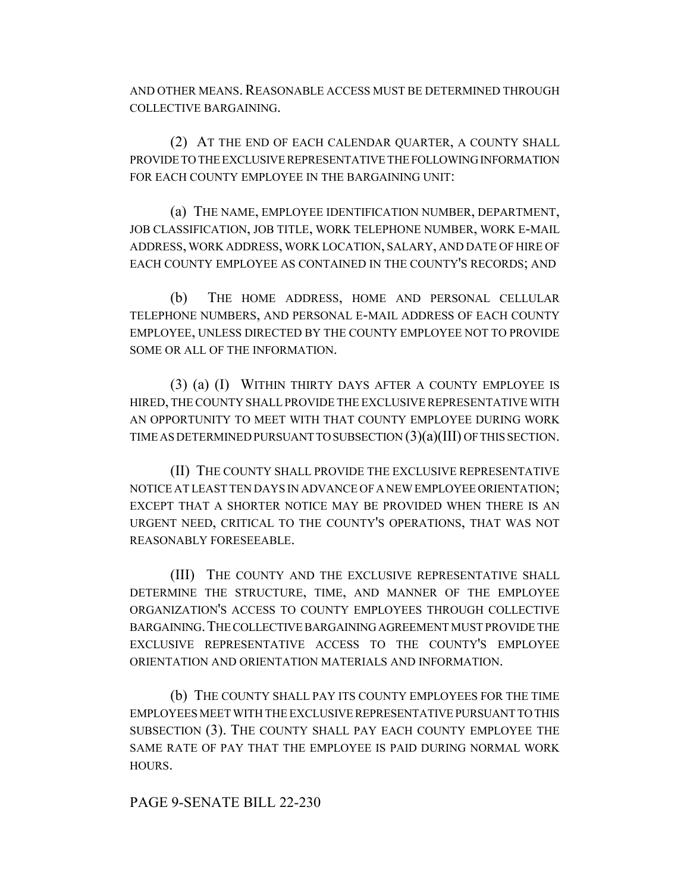AND OTHER MEANS. REASONABLE ACCESS MUST BE DETERMINED THROUGH COLLECTIVE BARGAINING.

(2) AT THE END OF EACH CALENDAR QUARTER, A COUNTY SHALL PROVIDE TO THE EXCLUSIVE REPRESENTATIVE THE FOLLOWING INFORMATION FOR EACH COUNTY EMPLOYEE IN THE BARGAINING UNIT:

(a) THE NAME, EMPLOYEE IDENTIFICATION NUMBER, DEPARTMENT, JOB CLASSIFICATION, JOB TITLE, WORK TELEPHONE NUMBER, WORK E-MAIL ADDRESS, WORK ADDRESS, WORK LOCATION, SALARY, AND DATE OF HIRE OF EACH COUNTY EMPLOYEE AS CONTAINED IN THE COUNTY'S RECORDS; AND

(b) THE HOME ADDRESS, HOME AND PERSONAL CELLULAR TELEPHONE NUMBERS, AND PERSONAL E-MAIL ADDRESS OF EACH COUNTY EMPLOYEE, UNLESS DIRECTED BY THE COUNTY EMPLOYEE NOT TO PROVIDE SOME OR ALL OF THE INFORMATION.

(3) (a) (I) WITHIN THIRTY DAYS AFTER A COUNTY EMPLOYEE IS HIRED, THE COUNTY SHALL PROVIDE THE EXCLUSIVE REPRESENTATIVE WITH AN OPPORTUNITY TO MEET WITH THAT COUNTY EMPLOYEE DURING WORK TIME AS DETERMINED PURSUANT TO SUBSECTION (3)(a)(III) OF THIS SECTION.

(II) THE COUNTY SHALL PROVIDE THE EXCLUSIVE REPRESENTATIVE NOTICE AT LEAST TEN DAYS IN ADVANCE OF A NEW EMPLOYEE ORIENTATION; EXCEPT THAT A SHORTER NOTICE MAY BE PROVIDED WHEN THERE IS AN URGENT NEED, CRITICAL TO THE COUNTY'S OPERATIONS, THAT WAS NOT REASONABLY FORESEEABLE.

(III) THE COUNTY AND THE EXCLUSIVE REPRESENTATIVE SHALL DETERMINE THE STRUCTURE, TIME, AND MANNER OF THE EMPLOYEE ORGANIZATION'S ACCESS TO COUNTY EMPLOYEES THROUGH COLLECTIVE BARGAINING. THE COLLECTIVE BARGAINING AGREEMENT MUST PROVIDE THE EXCLUSIVE REPRESENTATIVE ACCESS TO THE COUNTY'S EMPLOYEE ORIENTATION AND ORIENTATION MATERIALS AND INFORMATION.

(b) THE COUNTY SHALL PAY ITS COUNTY EMPLOYEES FOR THE TIME EMPLOYEES MEET WITH THE EXCLUSIVE REPRESENTATIVE PURSUANT TO THIS SUBSECTION (3). THE COUNTY SHALL PAY EACH COUNTY EMPLOYEE THE SAME RATE OF PAY THAT THE EMPLOYEE IS PAID DURING NORMAL WORK HOURS.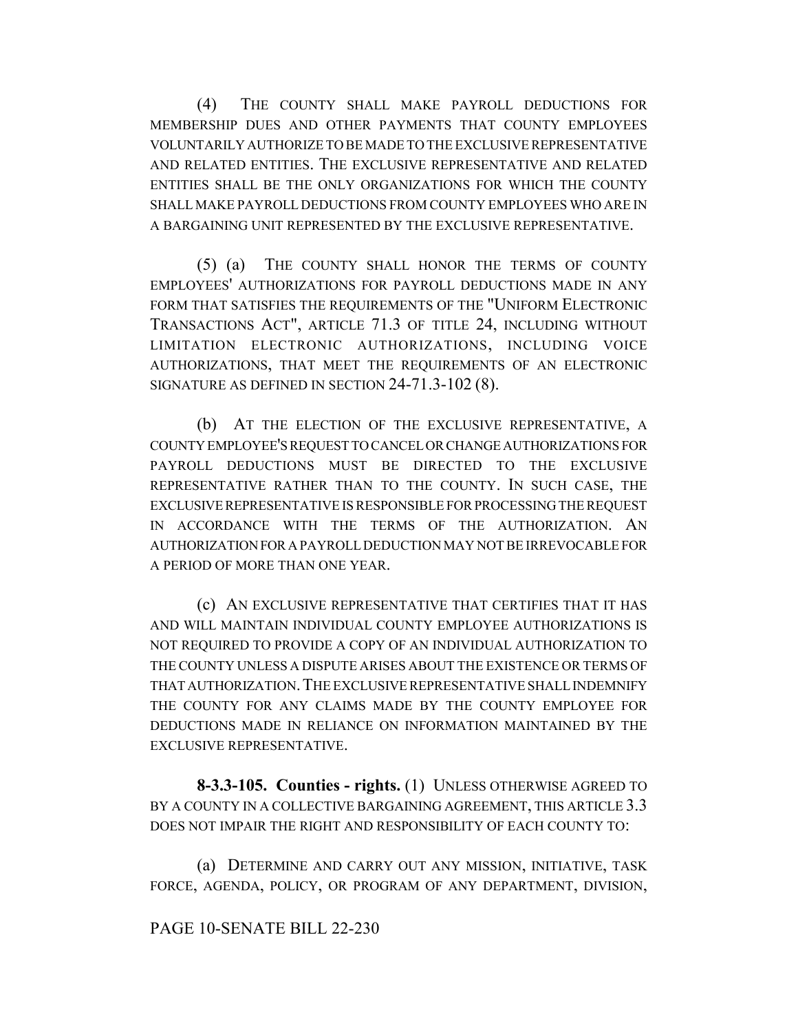(4) THE COUNTY SHALL MAKE PAYROLL DEDUCTIONS FOR MEMBERSHIP DUES AND OTHER PAYMENTS THAT COUNTY EMPLOYEES VOLUNTARILY AUTHORIZE TO BE MADE TO THE EXCLUSIVE REPRESENTATIVE AND RELATED ENTITIES. THE EXCLUSIVE REPRESENTATIVE AND RELATED ENTITIES SHALL BE THE ONLY ORGANIZATIONS FOR WHICH THE COUNTY SHALL MAKE PAYROLL DEDUCTIONS FROM COUNTY EMPLOYEES WHO ARE IN A BARGAINING UNIT REPRESENTED BY THE EXCLUSIVE REPRESENTATIVE.

(5) (a) THE COUNTY SHALL HONOR THE TERMS OF COUNTY EMPLOYEES' AUTHORIZATIONS FOR PAYROLL DEDUCTIONS MADE IN ANY FORM THAT SATISFIES THE REQUIREMENTS OF THE "UNIFORM ELECTRONIC TRANSACTIONS ACT", ARTICLE 71.3 OF TITLE 24, INCLUDING WITHOUT LIMITATION ELECTRONIC AUTHORIZATIONS, INCLUDING VOICE AUTHORIZATIONS, THAT MEET THE REQUIREMENTS OF AN ELECTRONIC SIGNATURE AS DEFINED IN SECTION 24-71.3-102 (8).

(b) AT THE ELECTION OF THE EXCLUSIVE REPRESENTATIVE, A COUNTY EMPLOYEE'S REQUEST TO CANCEL OR CHANGE AUTHORIZATIONS FOR PAYROLL DEDUCTIONS MUST BE DIRECTED TO THE EXCLUSIVE REPRESENTATIVE RATHER THAN TO THE COUNTY. IN SUCH CASE, THE EXCLUSIVE REPRESENTATIVE IS RESPONSIBLE FOR PROCESSING THE REQUEST IN ACCORDANCE WITH THE TERMS OF THE AUTHORIZATION. AN AUTHORIZATION FOR A PAYROLL DEDUCTION MAY NOT BE IRREVOCABLE FOR A PERIOD OF MORE THAN ONE YEAR.

(c) AN EXCLUSIVE REPRESENTATIVE THAT CERTIFIES THAT IT HAS AND WILL MAINTAIN INDIVIDUAL COUNTY EMPLOYEE AUTHORIZATIONS IS NOT REQUIRED TO PROVIDE A COPY OF AN INDIVIDUAL AUTHORIZATION TO THE COUNTY UNLESS A DISPUTE ARISES ABOUT THE EXISTENCE OR TERMS OF THAT AUTHORIZATION. THE EXCLUSIVE REPRESENTATIVE SHALL INDEMNIFY THE COUNTY FOR ANY CLAIMS MADE BY THE COUNTY EMPLOYEE FOR DEDUCTIONS MADE IN RELIANCE ON INFORMATION MAINTAINED BY THE EXCLUSIVE REPRESENTATIVE.

**8-3.3-105. Counties - rights.** (1) UNLESS OTHERWISE AGREED TO BY A COUNTY IN A COLLECTIVE BARGAINING AGREEMENT, THIS ARTICLE 3.3 DOES NOT IMPAIR THE RIGHT AND RESPONSIBILITY OF EACH COUNTY TO:

(a) DETERMINE AND CARRY OUT ANY MISSION, INITIATIVE, TASK FORCE, AGENDA, POLICY, OR PROGRAM OF ANY DEPARTMENT, DIVISION,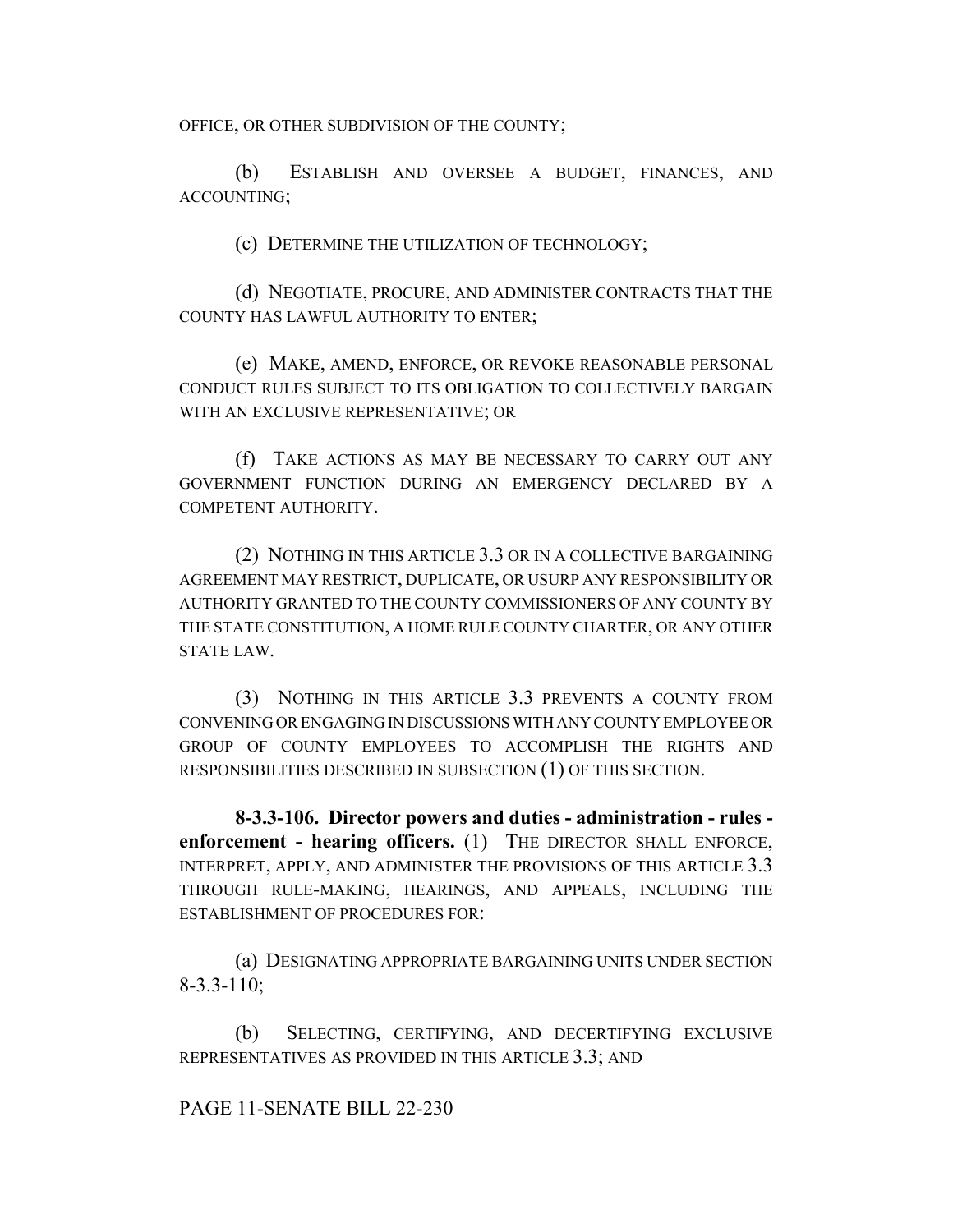OFFICE, OR OTHER SUBDIVISION OF THE COUNTY;

(b) ESTABLISH AND OVERSEE A BUDGET, FINANCES, AND ACCOUNTING;

(c) DETERMINE THE UTILIZATION OF TECHNOLOGY;

(d) NEGOTIATE, PROCURE, AND ADMINISTER CONTRACTS THAT THE COUNTY HAS LAWFUL AUTHORITY TO ENTER;

(e) MAKE, AMEND, ENFORCE, OR REVOKE REASONABLE PERSONAL CONDUCT RULES SUBJECT TO ITS OBLIGATION TO COLLECTIVELY BARGAIN WITH AN EXCLUSIVE REPRESENTATIVE; OR

(f) TAKE ACTIONS AS MAY BE NECESSARY TO CARRY OUT ANY GOVERNMENT FUNCTION DURING AN EMERGENCY DECLARED BY A COMPETENT AUTHORITY.

(2) NOTHING IN THIS ARTICLE 3.3 OR IN A COLLECTIVE BARGAINING AGREEMENT MAY RESTRICT, DUPLICATE, OR USURP ANY RESPONSIBILITY OR AUTHORITY GRANTED TO THE COUNTY COMMISSIONERS OF ANY COUNTY BY THE STATE CONSTITUTION, A HOME RULE COUNTY CHARTER, OR ANY OTHER STATE LAW.

(3) NOTHING IN THIS ARTICLE 3.3 PREVENTS A COUNTY FROM CONVENING OR ENGAGING IN DISCUSSIONS WITH ANY COUNTY EMPLOYEE OR GROUP OF COUNTY EMPLOYEES TO ACCOMPLISH THE RIGHTS AND RESPONSIBILITIES DESCRIBED IN SUBSECTION (1) OF THIS SECTION.

**8-3.3-106. Director powers and duties - administration - rules - enforcement - hearing officers.** (1) THE DIRECTOR SHALL ENFORCE, INTERPRET, APPLY, AND ADMINISTER THE PROVISIONS OF THIS ARTICLE 3.3 THROUGH RULE-MAKING, HEARINGS, AND APPEALS, INCLUDING THE ESTABLISHMENT OF PROCEDURES FOR:

(a) DESIGNATING APPROPRIATE BARGAINING UNITS UNDER SECTION 8-3.3-110;

(b) SELECTING, CERTIFYING, AND DECERTIFYING EXCLUSIVE REPRESENTATIVES AS PROVIDED IN THIS ARTICLE 3.3; AND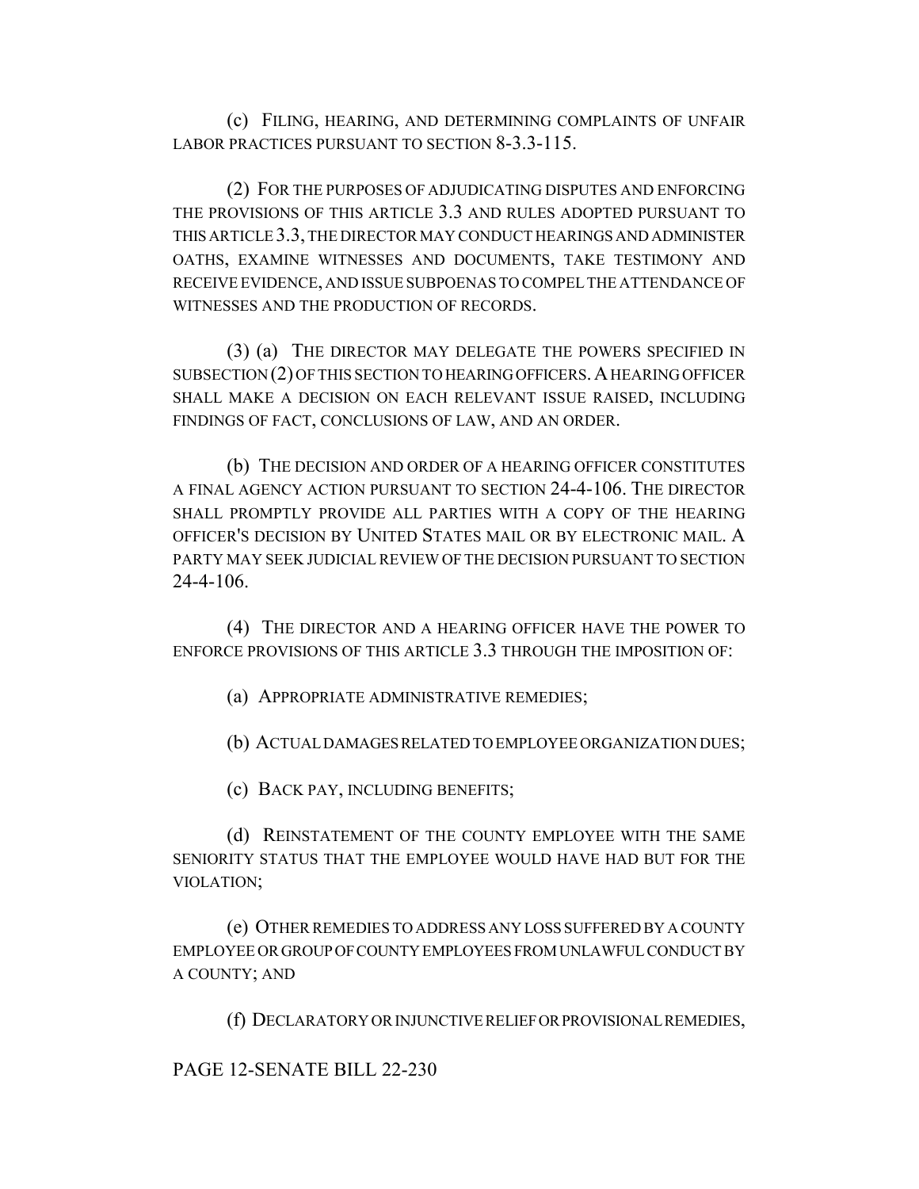(c) FILING, HEARING, AND DETERMINING COMPLAINTS OF UNFAIR LABOR PRACTICES PURSUANT TO SECTION 8-3.3-115.

(2) FOR THE PURPOSES OF ADJUDICATING DISPUTES AND ENFORCING THE PROVISIONS OF THIS ARTICLE 3.3 AND RULES ADOPTED PURSUANT TO THIS ARTICLE 3.3, THE DIRECTOR MAY CONDUCT HEARINGS AND ADMINISTER OATHS, EXAMINE WITNESSES AND DOCUMENTS, TAKE TESTIMONY AND RECEIVE EVIDENCE, AND ISSUE SUBPOENAS TO COMPEL THE ATTENDANCE OF WITNESSES AND THE PRODUCTION OF RECORDS.

(3) (a) THE DIRECTOR MAY DELEGATE THE POWERS SPECIFIED IN SUBSECTION (2) OF THIS SECTION TO HEARING OFFICERS. A HEARING OFFICER SHALL MAKE A DECISION ON EACH RELEVANT ISSUE RAISED, INCLUDING FINDINGS OF FACT, CONCLUSIONS OF LAW, AND AN ORDER.

(b) THE DECISION AND ORDER OF A HEARING OFFICER CONSTITUTES A FINAL AGENCY ACTION PURSUANT TO SECTION 24-4-106. THE DIRECTOR SHALL PROMPTLY PROVIDE ALL PARTIES WITH A COPY OF THE HEARING OFFICER'S DECISION BY UNITED STATES MAIL OR BY ELECTRONIC MAIL. A PARTY MAY SEEK JUDICIAL REVIEW OF THE DECISION PURSUANT TO SECTION 24-4-106.

(4) THE DIRECTOR AND A HEARING OFFICER HAVE THE POWER TO ENFORCE PROVISIONS OF THIS ARTICLE 3.3 THROUGH THE IMPOSITION OF:

(a) APPROPRIATE ADMINISTRATIVE REMEDIES;

(b) ACTUAL DAMAGES RELATED TO EMPLOYEE ORGANIZATION DUES;

(c) BACK PAY, INCLUDING BENEFITS;

(d) REINSTATEMENT OF THE COUNTY EMPLOYEE WITH THE SAME SENIORITY STATUS THAT THE EMPLOYEE WOULD HAVE HAD BUT FOR THE VIOLATION;

(e) OTHER REMEDIES TO ADDRESS ANY LOSS SUFFERED BY A COUNTY EMPLOYEE OR GROUP OF COUNTY EMPLOYEES FROM UNLAWFUL CONDUCT BY A COUNTY; AND

(f) DECLARATORY OR INJUNCTIVE RELIEF OR PROVISIONAL REMEDIES,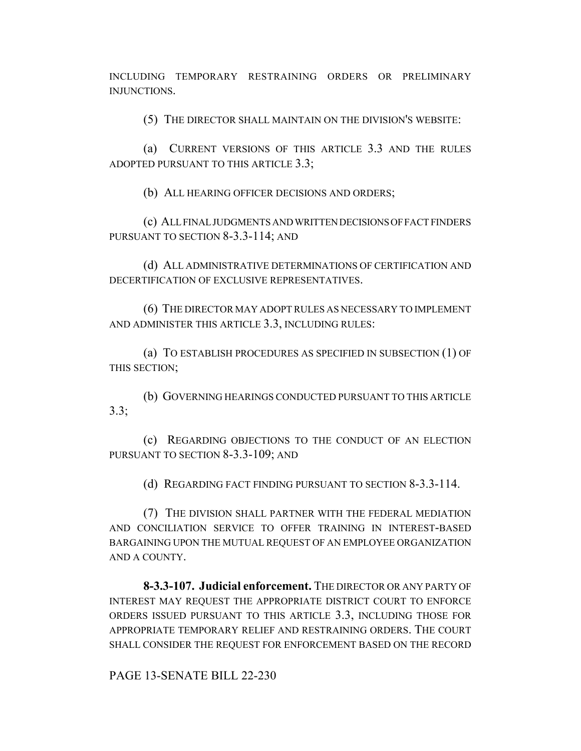INCLUDING TEMPORARY RESTRAINING ORDERS OR PRELIMINARY INJUNCTIONS.

(5) THE DIRECTOR SHALL MAINTAIN ON THE DIVISION'S WEBSITE:

(a) CURRENT VERSIONS OF THIS ARTICLE 3.3 AND THE RULES ADOPTED PURSUANT TO THIS ARTICLE 3.3;

(b) ALL HEARING OFFICER DECISIONS AND ORDERS;

(c) ALL FINAL JUDGMENTS AND WRITTEN DECISIONS OF FACT FINDERS PURSUANT TO SECTION 8-3.3-114; AND

(d) ALL ADMINISTRATIVE DETERMINATIONS OF CERTIFICATION AND DECERTIFICATION OF EXCLUSIVE REPRESENTATIVES.

(6) THE DIRECTOR MAY ADOPT RULES AS NECESSARY TO IMPLEMENT AND ADMINISTER THIS ARTICLE 3.3, INCLUDING RULES:

(a) TO ESTABLISH PROCEDURES AS SPECIFIED IN SUBSECTION (1) OF THIS SECTION;

(b) GOVERNING HEARINGS CONDUCTED PURSUANT TO THIS ARTICLE 3.3;

(c) REGARDING OBJECTIONS TO THE CONDUCT OF AN ELECTION PURSUANT TO SECTION 8-3.3-109; AND

(d) REGARDING FACT FINDING PURSUANT TO SECTION 8-3.3-114.

(7) THE DIVISION SHALL PARTNER WITH THE FEDERAL MEDIATION AND CONCILIATION SERVICE TO OFFER TRAINING IN INTEREST-BASED BARGAINING UPON THE MUTUAL REQUEST OF AN EMPLOYEE ORGANIZATION AND A COUNTY.

**8-3.3-107. Judicial enforcement.** THE DIRECTOR OR ANY PARTY OF INTEREST MAY REQUEST THE APPROPRIATE DISTRICT COURT TO ENFORCE ORDERS ISSUED PURSUANT TO THIS ARTICLE 3.3, INCLUDING THOSE FOR APPROPRIATE TEMPORARY RELIEF AND RESTRAINING ORDERS. THE COURT SHALL CONSIDER THE REQUEST FOR ENFORCEMENT BASED ON THE RECORD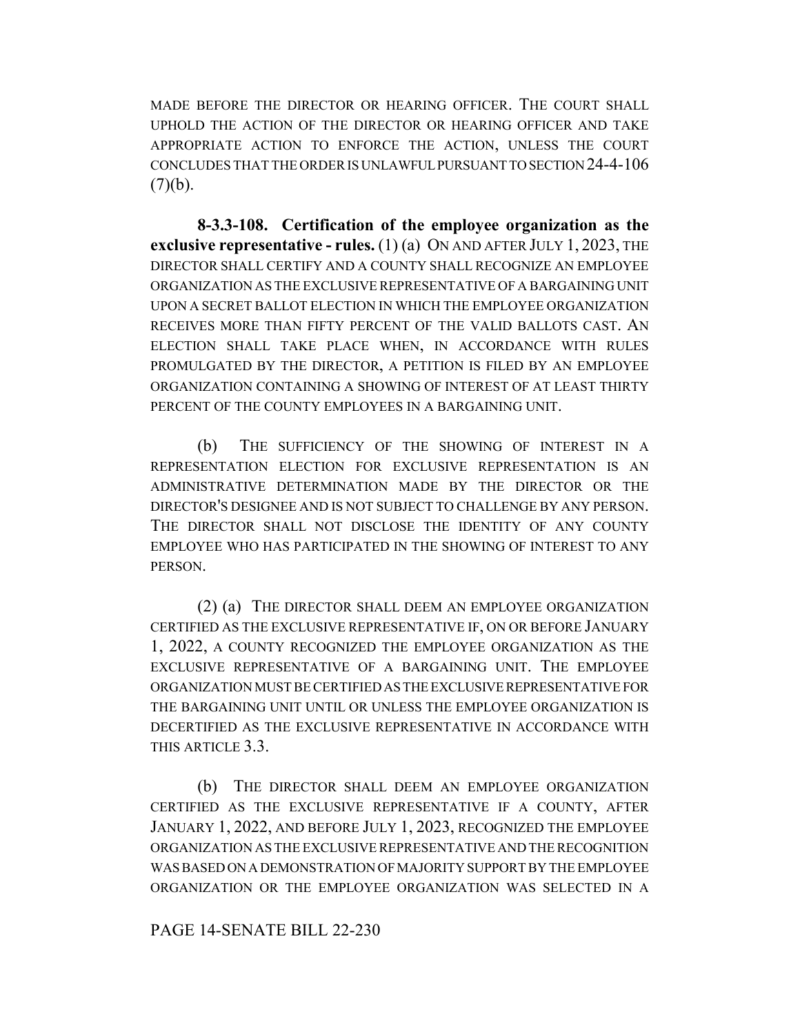MADE BEFORE THE DIRECTOR OR HEARING OFFICER. THE COURT SHALL UPHOLD THE ACTION OF THE DIRECTOR OR HEARING OFFICER AND TAKE APPROPRIATE ACTION TO ENFORCE THE ACTION, UNLESS THE COURT CONCLUDES THAT THE ORDER IS UNLAWFUL PURSUANT TO SECTION 24-4-106 (7)(b).

**8-3.3-108. Certification of the employee organization as the exclusive representative - rules.** (1) (a) ON AND AFTER JULY 1, 2023, THE DIRECTOR SHALL CERTIFY AND A COUNTY SHALL RECOGNIZE AN EMPLOYEE ORGANIZATION AS THE EXCLUSIVE REPRESENTATIVE OF A BARGAINING UNIT UPON A SECRET BALLOT ELECTION IN WHICH THE EMPLOYEE ORGANIZATION RECEIVES MORE THAN FIFTY PERCENT OF THE VALID BALLOTS CAST. AN ELECTION SHALL TAKE PLACE WHEN, IN ACCORDANCE WITH RULES PROMULGATED BY THE DIRECTOR, A PETITION IS FILED BY AN EMPLOYEE ORGANIZATION CONTAINING A SHOWING OF INTEREST OF AT LEAST THIRTY PERCENT OF THE COUNTY EMPLOYEES IN A BARGAINING UNIT.

(b) THE SUFFICIENCY OF THE SHOWING OF INTEREST IN A REPRESENTATION ELECTION FOR EXCLUSIVE REPRESENTATION IS AN ADMINISTRATIVE DETERMINATION MADE BY THE DIRECTOR OR THE DIRECTOR'S DESIGNEE AND IS NOT SUBJECT TO CHALLENGE BY ANY PERSON. THE DIRECTOR SHALL NOT DISCLOSE THE IDENTITY OF ANY COUNTY EMPLOYEE WHO HAS PARTICIPATED IN THE SHOWING OF INTEREST TO ANY PERSON.

(2) (a) THE DIRECTOR SHALL DEEM AN EMPLOYEE ORGANIZATION CERTIFIED AS THE EXCLUSIVE REPRESENTATIVE IF, ON OR BEFORE JANUARY 1, 2022, A COUNTY RECOGNIZED THE EMPLOYEE ORGANIZATION AS THE EXCLUSIVE REPRESENTATIVE OF A BARGAINING UNIT. THE EMPLOYEE ORGANIZATION MUST BE CERTIFIED AS THE EXCLUSIVE REPRESENTATIVE FOR THE BARGAINING UNIT UNTIL OR UNLESS THE EMPLOYEE ORGANIZATION IS DECERTIFIED AS THE EXCLUSIVE REPRESENTATIVE IN ACCORDANCE WITH THIS ARTICLE 3.3.

(b) THE DIRECTOR SHALL DEEM AN EMPLOYEE ORGANIZATION CERTIFIED AS THE EXCLUSIVE REPRESENTATIVE IF A COUNTY, AFTER JANUARY 1, 2022, AND BEFORE JULY 1, 2023, RECOGNIZED THE EMPLOYEE ORGANIZATION AS THE EXCLUSIVE REPRESENTATIVE AND THE RECOGNITION WAS BASED ON A DEMONSTRATION OF MAJORITY SUPPORT BY THE EMPLOYEE ORGANIZATION OR THE EMPLOYEE ORGANIZATION WAS SELECTED IN A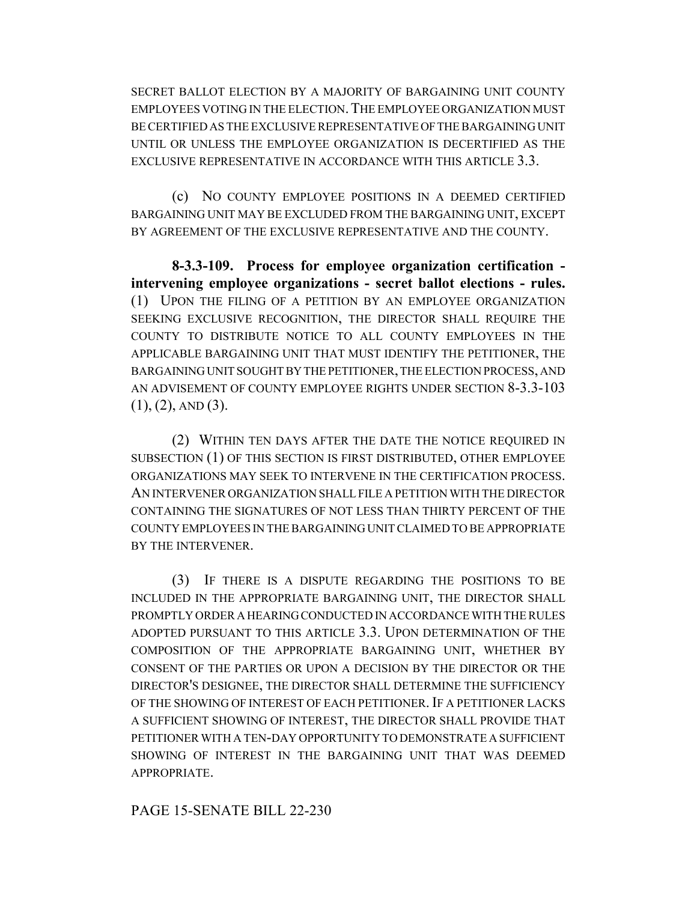SECRET BALLOT ELECTION BY A MAJORITY OF BARGAINING UNIT COUNTY EMPLOYEES VOTING IN THE ELECTION. THE EMPLOYEE ORGANIZATION MUST BE CERTIFIED AS THE EXCLUSIVE REPRESENTATIVE OF THE BARGAINING UNIT UNTIL OR UNLESS THE EMPLOYEE ORGANIZATION IS DECERTIFIED AS THE EXCLUSIVE REPRESENTATIVE IN ACCORDANCE WITH THIS ARTICLE 3.3.

(c) NO COUNTY EMPLOYEE POSITIONS IN A DEEMED CERTIFIED BARGAINING UNIT MAY BE EXCLUDED FROM THE BARGAINING UNIT, EXCEPT BY AGREEMENT OF THE EXCLUSIVE REPRESENTATIVE AND THE COUNTY.

**8-3.3-109. Process for employee organization certification - intervening employee organizations - secret ballot elections - rules.** (1) UPON THE FILING OF A PETITION BY AN EMPLOYEE ORGANIZATION SEEKING EXCLUSIVE RECOGNITION, THE DIRECTOR SHALL REQUIRE THE COUNTY TO DISTRIBUTE NOTICE TO ALL COUNTY EMPLOYEES IN THE APPLICABLE BARGAINING UNIT THAT MUST IDENTIFY THE PETITIONER, THE BARGAINING UNIT SOUGHT BY THE PETITIONER, THE ELECTION PROCESS, AND AN ADVISEMENT OF COUNTY EMPLOYEE RIGHTS UNDER SECTION 8-3.3-103 (1), (2), AND (3).

(2) WITHIN TEN DAYS AFTER THE DATE THE NOTICE REQUIRED IN SUBSECTION (1) OF THIS SECTION IS FIRST DISTRIBUTED, OTHER EMPLOYEE ORGANIZATIONS MAY SEEK TO INTERVENE IN THE CERTIFICATION PROCESS. AN INTERVENER ORGANIZATION SHALL FILE A PETITION WITH THE DIRECTOR CONTAINING THE SIGNATURES OF NOT LESS THAN THIRTY PERCENT OF THE COUNTY EMPLOYEES IN THE BARGAINING UNIT CLAIMED TO BE APPROPRIATE BY THE INTERVENER.

(3) IF THERE IS A DISPUTE REGARDING THE POSITIONS TO BE INCLUDED IN THE APPROPRIATE BARGAINING UNIT, THE DIRECTOR SHALL PROMPTLY ORDER A HEARING CONDUCTED IN ACCORDANCE WITH THE RULES ADOPTED PURSUANT TO THIS ARTICLE 3.3. UPON DETERMINATION OF THE COMPOSITION OF THE APPROPRIATE BARGAINING UNIT, WHETHER BY CONSENT OF THE PARTIES OR UPON A DECISION BY THE DIRECTOR OR THE DIRECTOR'S DESIGNEE, THE DIRECTOR SHALL DETERMINE THE SUFFICIENCY OF THE SHOWING OF INTEREST OF EACH PETITIONER. IF A PETITIONER LACKS A SUFFICIENT SHOWING OF INTEREST, THE DIRECTOR SHALL PROVIDE THAT PETITIONER WITH A TEN-DAY OPPORTUNITY TO DEMONSTRATE A SUFFICIENT SHOWING OF INTEREST IN THE BARGAINING UNIT THAT WAS DEEMED APPROPRIATE.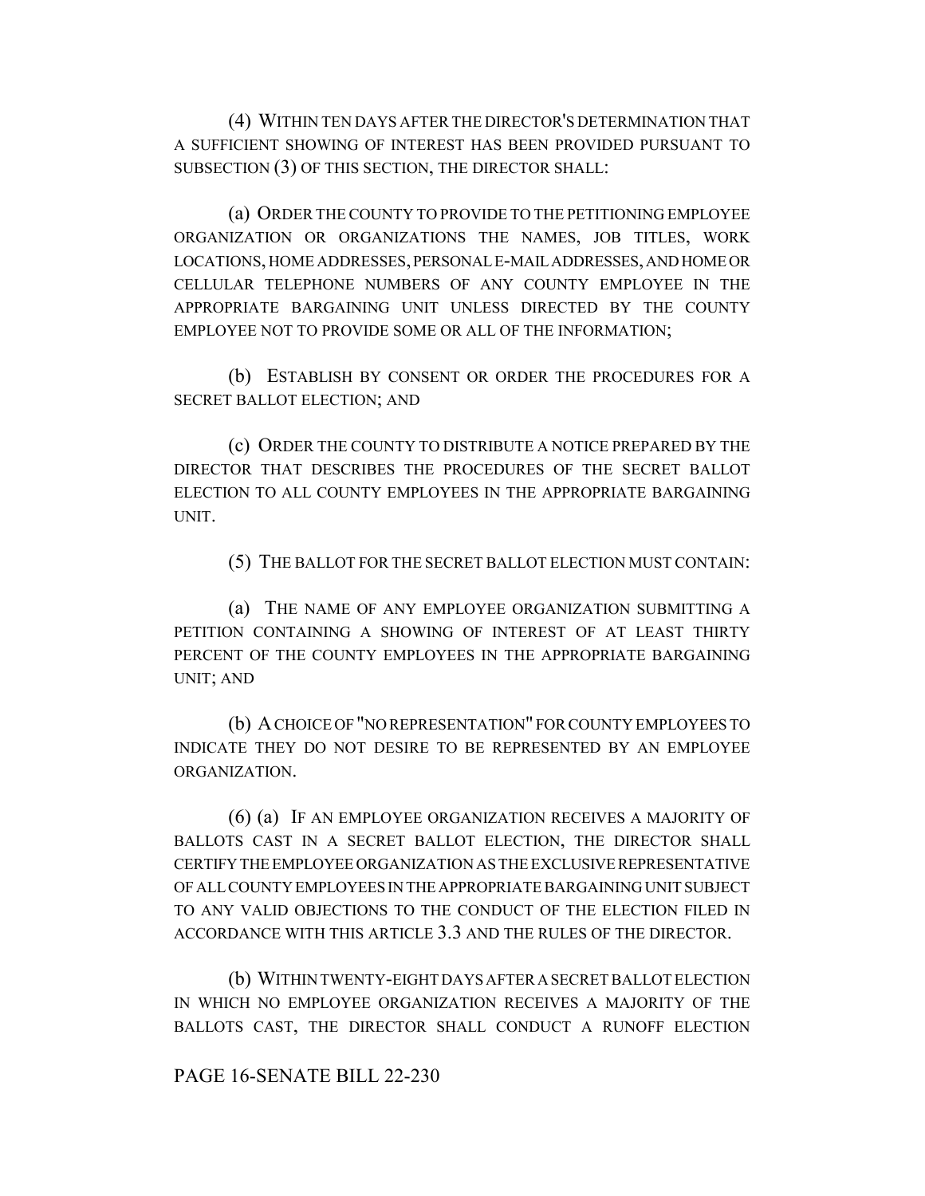(4) WITHIN TEN DAYS AFTER THE DIRECTOR'S DETERMINATION THAT A SUFFICIENT SHOWING OF INTEREST HAS BEEN PROVIDED PURSUANT TO SUBSECTION (3) OF THIS SECTION, THE DIRECTOR SHALL:

(a) ORDER THE COUNTY TO PROVIDE TO THE PETITIONING EMPLOYEE ORGANIZATION OR ORGANIZATIONS THE NAMES, JOB TITLES, WORK LOCATIONS, HOME ADDRESSES, PERSONAL E-MAIL ADDRESSES, AND HOME OR CELLULAR TELEPHONE NUMBERS OF ANY COUNTY EMPLOYEE IN THE APPROPRIATE BARGAINING UNIT UNLESS DIRECTED BY THE COUNTY EMPLOYEE NOT TO PROVIDE SOME OR ALL OF THE INFORMATION;

(b) ESTABLISH BY CONSENT OR ORDER THE PROCEDURES FOR A SECRET BALLOT ELECTION; AND

(c) ORDER THE COUNTY TO DISTRIBUTE A NOTICE PREPARED BY THE DIRECTOR THAT DESCRIBES THE PROCEDURES OF THE SECRET BALLOT ELECTION TO ALL COUNTY EMPLOYEES IN THE APPROPRIATE BARGAINING UNIT.

(5) THE BALLOT FOR THE SECRET BALLOT ELECTION MUST CONTAIN:

(a) THE NAME OF ANY EMPLOYEE ORGANIZATION SUBMITTING A PETITION CONTAINING A SHOWING OF INTEREST OF AT LEAST THIRTY PERCENT OF THE COUNTY EMPLOYEES IN THE APPROPRIATE BARGAINING UNIT; AND

(b) A CHOICE OF "NO REPRESENTATION" FOR COUNTY EMPLOYEES TO INDICATE THEY DO NOT DESIRE TO BE REPRESENTED BY AN EMPLOYEE ORGANIZATION.

(6) (a) IF AN EMPLOYEE ORGANIZATION RECEIVES A MAJORITY OF BALLOTS CAST IN A SECRET BALLOT ELECTION, THE DIRECTOR SHALL CERTIFY THE EMPLOYEE ORGANIZATION AS THE EXCLUSIVE REPRESENTATIVE OF ALL COUNTY EMPLOYEES IN THE APPROPRIATE BARGAINING UNIT SUBJECT TO ANY VALID OBJECTIONS TO THE CONDUCT OF THE ELECTION FILED IN ACCORDANCE WITH THIS ARTICLE 3.3 AND THE RULES OF THE DIRECTOR.

(b) WITHIN TWENTY-EIGHT DAYS AFTER A SECRET BALLOT ELECTION IN WHICH NO EMPLOYEE ORGANIZATION RECEIVES A MAJORITY OF THE BALLOTS CAST, THE DIRECTOR SHALL CONDUCT A RUNOFF ELECTION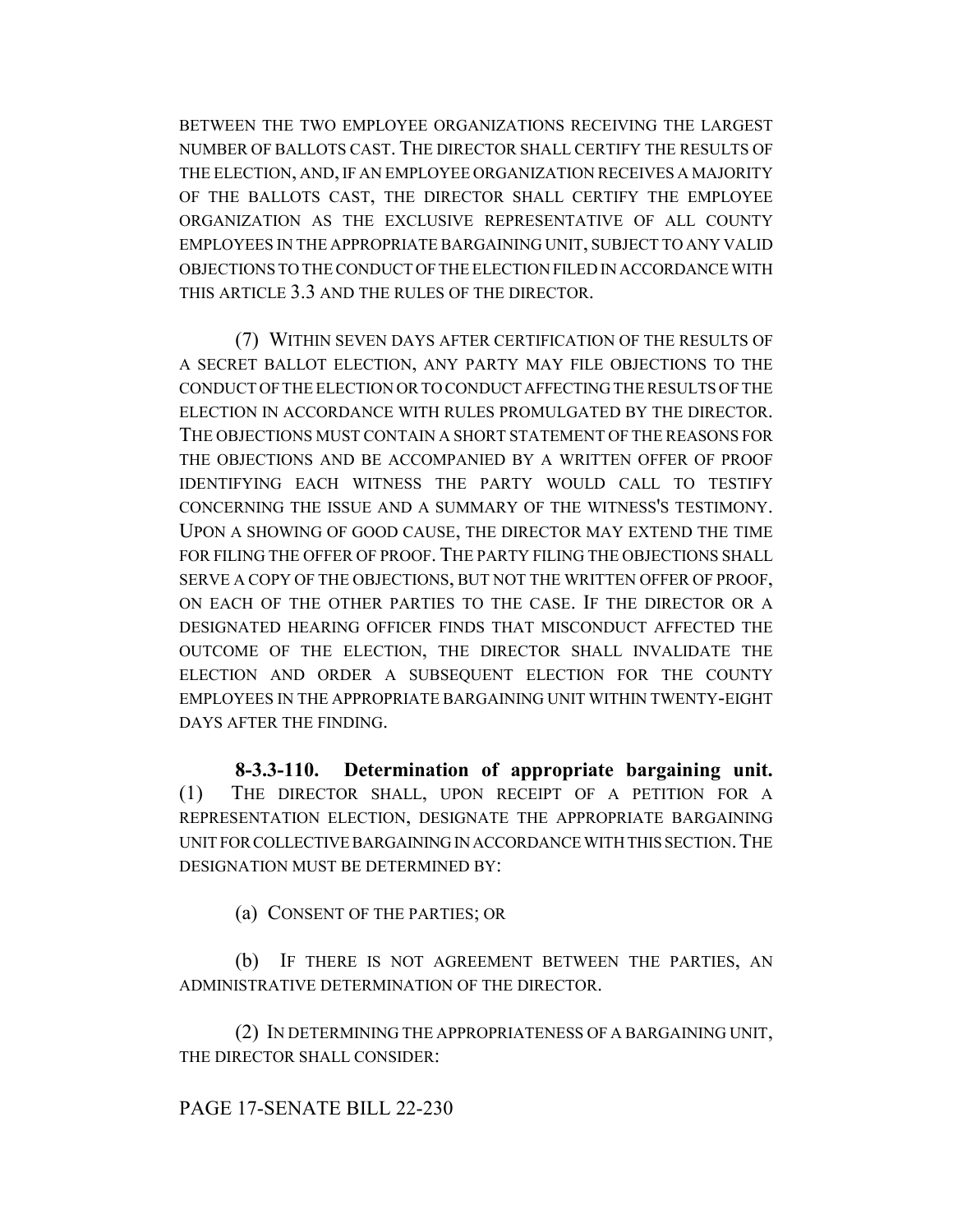BETWEEN THE TWO EMPLOYEE ORGANIZATIONS RECEIVING THE LARGEST NUMBER OF BALLOTS CAST. THE DIRECTOR SHALL CERTIFY THE RESULTS OF THE ELECTION, AND, IF AN EMPLOYEE ORGANIZATION RECEIVES A MAJORITY OF THE BALLOTS CAST, THE DIRECTOR SHALL CERTIFY THE EMPLOYEE ORGANIZATION AS THE EXCLUSIVE REPRESENTATIVE OF ALL COUNTY EMPLOYEES IN THE APPROPRIATE BARGAINING UNIT, SUBJECT TO ANY VALID OBJECTIONS TO THE CONDUCT OF THE ELECTION FILED IN ACCORDANCE WITH THIS ARTICLE 3.3 AND THE RULES OF THE DIRECTOR.

(7) WITHIN SEVEN DAYS AFTER CERTIFICATION OF THE RESULTS OF A SECRET BALLOT ELECTION, ANY PARTY MAY FILE OBJECTIONS TO THE CONDUCT OF THE ELECTION OR TO CONDUCT AFFECTING THE RESULTS OF THE ELECTION IN ACCORDANCE WITH RULES PROMULGATED BY THE DIRECTOR. THE OBJECTIONS MUST CONTAIN A SHORT STATEMENT OF THE REASONS FOR THE OBJECTIONS AND BE ACCOMPANIED BY A WRITTEN OFFER OF PROOF IDENTIFYING EACH WITNESS THE PARTY WOULD CALL TO TESTIFY CONCERNING THE ISSUE AND A SUMMARY OF THE WITNESS'S TESTIMONY. UPON A SHOWING OF GOOD CAUSE, THE DIRECTOR MAY EXTEND THE TIME FOR FILING THE OFFER OF PROOF. THE PARTY FILING THE OBJECTIONS SHALL SERVE A COPY OF THE OBJECTIONS, BUT NOT THE WRITTEN OFFER OF PROOF, ON EACH OF THE OTHER PARTIES TO THE CASE. IF THE DIRECTOR OR A DESIGNATED HEARING OFFICER FINDS THAT MISCONDUCT AFFECTED THE OUTCOME OF THE ELECTION, THE DIRECTOR SHALL INVALIDATE THE ELECTION AND ORDER A SUBSEQUENT ELECTION FOR THE COUNTY EMPLOYEES IN THE APPROPRIATE BARGAINING UNIT WITHIN TWENTY-EIGHT DAYS AFTER THE FINDING.

**8-3.3-110. Determination of appropriate bargaining unit.** (1) THE DIRECTOR SHALL, UPON RECEIPT OF A PETITION FOR A REPRESENTATION ELECTION, DESIGNATE THE APPROPRIATE BARGAINING UNIT FOR COLLECTIVE BARGAINING IN ACCORDANCE WITH THIS SECTION. THE DESIGNATION MUST BE DETERMINED BY:

(a) CONSENT OF THE PARTIES; OR

(b) IF THERE IS NOT AGREEMENT BETWEEN THE PARTIES, AN ADMINISTRATIVE DETERMINATION OF THE DIRECTOR.

(2) IN DETERMINING THE APPROPRIATENESS OF A BARGAINING UNIT, THE DIRECTOR SHALL CONSIDER: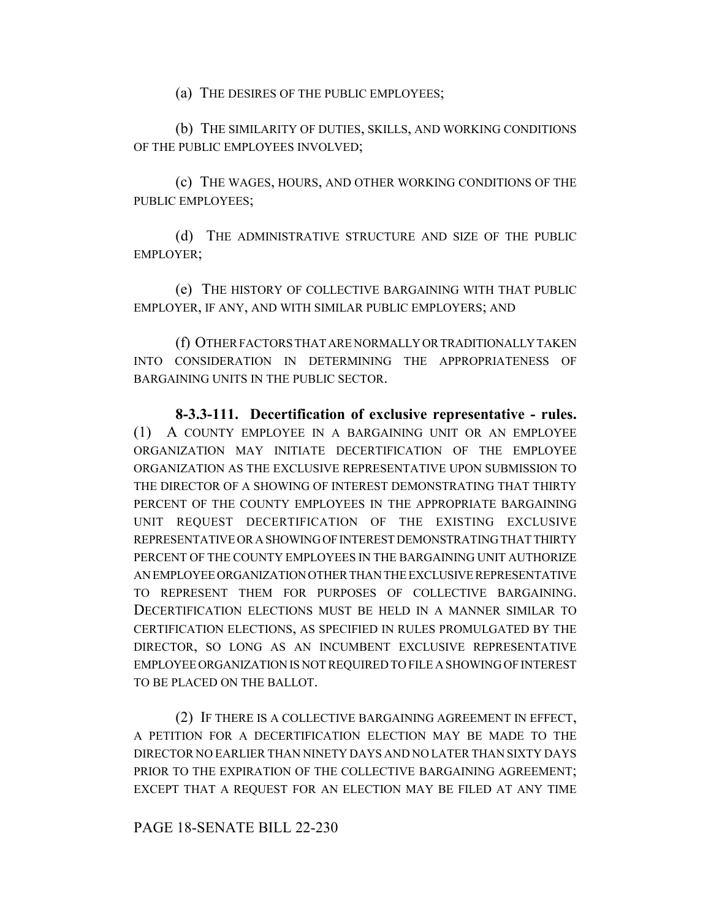(a) THE DESIRES OF THE PUBLIC EMPLOYEES;

(b) THE SIMILARITY OF DUTIES, SKILLS, AND WORKING CONDITIONS OF THE PUBLIC EMPLOYEES INVOLVED;

(c) THE WAGES, HOURS, AND OTHER WORKING CONDITIONS OF THE PUBLIC EMPLOYEES;

(d) THE ADMINISTRATIVE STRUCTURE AND SIZE OF THE PUBLIC EMPLOYER;

(e) THE HISTORY OF COLLECTIVE BARGAINING WITH THAT PUBLIC EMPLOYER, IF ANY, AND WITH SIMILAR PUBLIC EMPLOYERS; AND

(f) OTHER FACTORS THAT ARE NORMALLY OR TRADITIONALLY TAKEN INTO CONSIDERATION IN DETERMINING THE APPROPRIATENESS OF BARGAINING UNITS IN THE PUBLIC SECTOR.

**8-3.3-111. Decertification of exclusive representative - rules.** (1) A COUNTY EMPLOYEE IN A BARGAINING UNIT OR AN EMPLOYEE ORGANIZATION MAY INITIATE DECERTIFICATION OF THE EMPLOYEE ORGANIZATION AS THE EXCLUSIVE REPRESENTATIVE UPON SUBMISSION TO THE DIRECTOR OF A SHOWING OF INTEREST DEMONSTRATING THAT THIRTY PERCENT OF THE COUNTY EMPLOYEES IN THE APPROPRIATE BARGAINING UNIT REQUEST DECERTIFICATION OF THE EXISTING EXCLUSIVE REPRESENTATIVE OR A SHOWING OF INTEREST DEMONSTRATING THAT THIRTY PERCENT OF THE COUNTY EMPLOYEES IN THE BARGAINING UNIT AUTHORIZE AN EMPLOYEE ORGANIZATION OTHER THAN THE EXCLUSIVE REPRESENTATIVE TO REPRESENT THEM FOR PURPOSES OF COLLECTIVE BARGAINING. DECERTIFICATION ELECTIONS MUST BE HELD IN A MANNER SIMILAR TO CERTIFICATION ELECTIONS, AS SPECIFIED IN RULES PROMULGATED BY THE DIRECTOR, SO LONG AS AN INCUMBENT EXCLUSIVE REPRESENTATIVE EMPLOYEE ORGANIZATION IS NOT REQUIRED TO FILE A SHOWING OF INTEREST TO BE PLACED ON THE BALLOT.

(2) IF THERE IS A COLLECTIVE BARGAINING AGREEMENT IN EFFECT, A PETITION FOR A DECERTIFICATION ELECTION MAY BE MADE TO THE DIRECTOR NO EARLIER THAN NINETY DAYS AND NO LATER THAN SIXTY DAYS PRIOR TO THE EXPIRATION OF THE COLLECTIVE BARGAINING AGREEMENT; EXCEPT THAT A REQUEST FOR AN ELECTION MAY BE FILED AT ANY TIME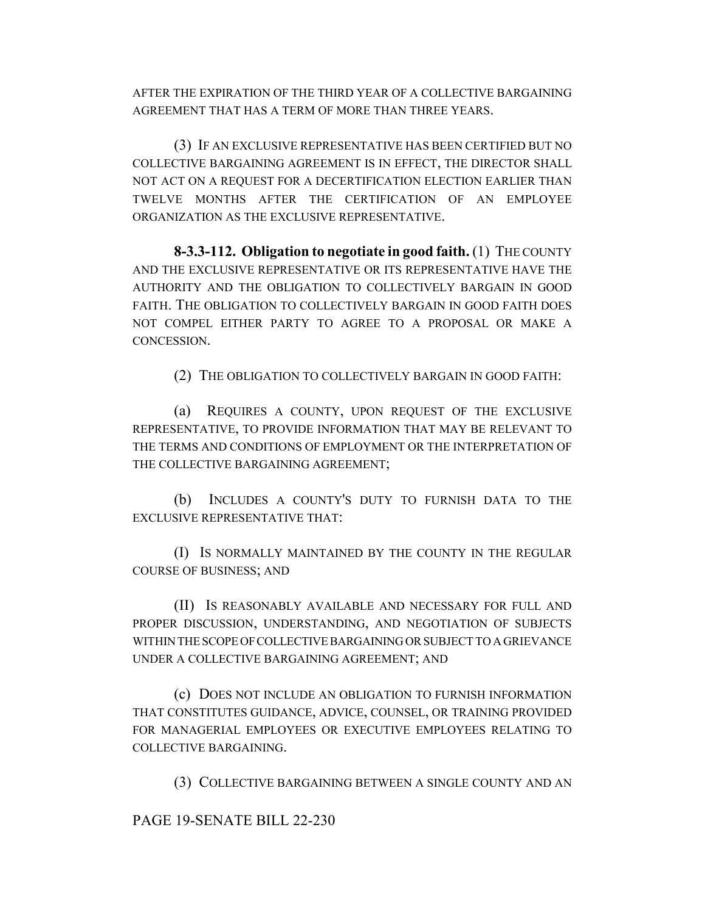AFTER THE EXPIRATION OF THE THIRD YEAR OF A COLLECTIVE BARGAINING AGREEMENT THAT HAS A TERM OF MORE THAN THREE YEARS.

(3) IF AN EXCLUSIVE REPRESENTATIVE HAS BEEN CERTIFIED BUT NO COLLECTIVE BARGAINING AGREEMENT IS IN EFFECT, THE DIRECTOR SHALL NOT ACT ON A REQUEST FOR A DECERTIFICATION ELECTION EARLIER THAN TWELVE MONTHS AFTER THE CERTIFICATION OF AN EMPLOYEE ORGANIZATION AS THE EXCLUSIVE REPRESENTATIVE.

**8-3.3-112. Obligation to negotiate in good faith.** (1) THE COUNTY AND THE EXCLUSIVE REPRESENTATIVE OR ITS REPRESENTATIVE HAVE THE AUTHORITY AND THE OBLIGATION TO COLLECTIVELY BARGAIN IN GOOD FAITH. THE OBLIGATION TO COLLECTIVELY BARGAIN IN GOOD FAITH DOES NOT COMPEL EITHER PARTY TO AGREE TO A PROPOSAL OR MAKE A CONCESSION.

(2) THE OBLIGATION TO COLLECTIVELY BARGAIN IN GOOD FAITH:

(a) REQUIRES A COUNTY, UPON REQUEST OF THE EXCLUSIVE REPRESENTATIVE, TO PROVIDE INFORMATION THAT MAY BE RELEVANT TO THE TERMS AND CONDITIONS OF EMPLOYMENT OR THE INTERPRETATION OF THE COLLECTIVE BARGAINING AGREEMENT;

(b) INCLUDES A COUNTY'S DUTY TO FURNISH DATA TO THE EXCLUSIVE REPRESENTATIVE THAT:

(I) IS NORMALLY MAINTAINED BY THE COUNTY IN THE REGULAR COURSE OF BUSINESS; AND

(II) IS REASONABLY AVAILABLE AND NECESSARY FOR FULL AND PROPER DISCUSSION, UNDERSTANDING, AND NEGOTIATION OF SUBJECTS WITHIN THE SCOPE OF COLLECTIVE BARGAINING OR SUBJECT TO A GRIEVANCE UNDER A COLLECTIVE BARGAINING AGREEMENT; AND

(c) DOES NOT INCLUDE AN OBLIGATION TO FURNISH INFORMATION THAT CONSTITUTES GUIDANCE, ADVICE, COUNSEL, OR TRAINING PROVIDED FOR MANAGERIAL EMPLOYEES OR EXECUTIVE EMPLOYEES RELATING TO COLLECTIVE BARGAINING.

(3) COLLECTIVE BARGAINING BETWEEN A SINGLE COUNTY AND AN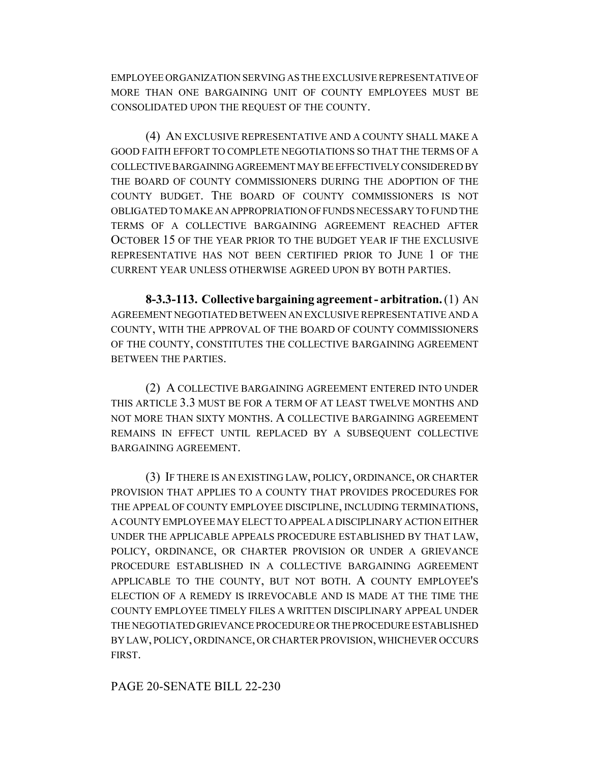EMPLOYEE ORGANIZATION SERVING AS THE EXCLUSIVE REPRESENTATIVE OF MORE THAN ONE BARGAINING UNIT OF COUNTY EMPLOYEES MUST BE CONSOLIDATED UPON THE REQUEST OF THE COUNTY.

(4) AN EXCLUSIVE REPRESENTATIVE AND A COUNTY SHALL MAKE A GOOD FAITH EFFORT TO COMPLETE NEGOTIATIONS SO THAT THE TERMS OF A COLLECTIVE BARGAINING AGREEMENT MAY BE EFFECTIVELY CONSIDERED BY THE BOARD OF COUNTY COMMISSIONERS DURING THE ADOPTION OF THE COUNTY BUDGET. THE BOARD OF COUNTY COMMISSIONERS IS NOT OBLIGATED TO MAKE AN APPROPRIATION OF FUNDS NECESSARY TO FUND THE TERMS OF A COLLECTIVE BARGAINING AGREEMENT REACHED AFTER OCTOBER 15 OF THE YEAR PRIOR TO THE BUDGET YEAR IF THE EXCLUSIVE REPRESENTATIVE HAS NOT BEEN CERTIFIED PRIOR TO JUNE 1 OF THE CURRENT YEAR UNLESS OTHERWISE AGREED UPON BY BOTH PARTIES.

**8-3.3-113. Collective bargaining agreement - arbitration.** (1) AN AGREEMENT NEGOTIATED BETWEEN AN EXCLUSIVE REPRESENTATIVE AND A COUNTY, WITH THE APPROVAL OF THE BOARD OF COUNTY COMMISSIONERS OF THE COUNTY, CONSTITUTES THE COLLECTIVE BARGAINING AGREEMENT BETWEEN THE PARTIES.

(2) A COLLECTIVE BARGAINING AGREEMENT ENTERED INTO UNDER THIS ARTICLE 3.3 MUST BE FOR A TERM OF AT LEAST TWELVE MONTHS AND NOT MORE THAN SIXTY MONTHS. A COLLECTIVE BARGAINING AGREEMENT REMAINS IN EFFECT UNTIL REPLACED BY A SUBSEQUENT COLLECTIVE BARGAINING AGREEMENT.

(3) IF THERE IS AN EXISTING LAW, POLICY, ORDINANCE, OR CHARTER PROVISION THAT APPLIES TO A COUNTY THAT PROVIDES PROCEDURES FOR THE APPEAL OF COUNTY EMPLOYEE DISCIPLINE, INCLUDING TERMINATIONS, A COUNTY EMPLOYEE MAY ELECT TO APPEAL A DISCIPLINARY ACTION EITHER UNDER THE APPLICABLE APPEALS PROCEDURE ESTABLISHED BY THAT LAW, POLICY, ORDINANCE, OR CHARTER PROVISION OR UNDER A GRIEVANCE PROCEDURE ESTABLISHED IN A COLLECTIVE BARGAINING AGREEMENT APPLICABLE TO THE COUNTY, BUT NOT BOTH. A COUNTY EMPLOYEE'S ELECTION OF A REMEDY IS IRREVOCABLE AND IS MADE AT THE TIME THE COUNTY EMPLOYEE TIMELY FILES A WRITTEN DISCIPLINARY APPEAL UNDER THE NEGOTIATED GRIEVANCE PROCEDURE OR THE PROCEDURE ESTABLISHED BY LAW, POLICY, ORDINANCE, OR CHARTER PROVISION, WHICHEVER OCCURS FIRST.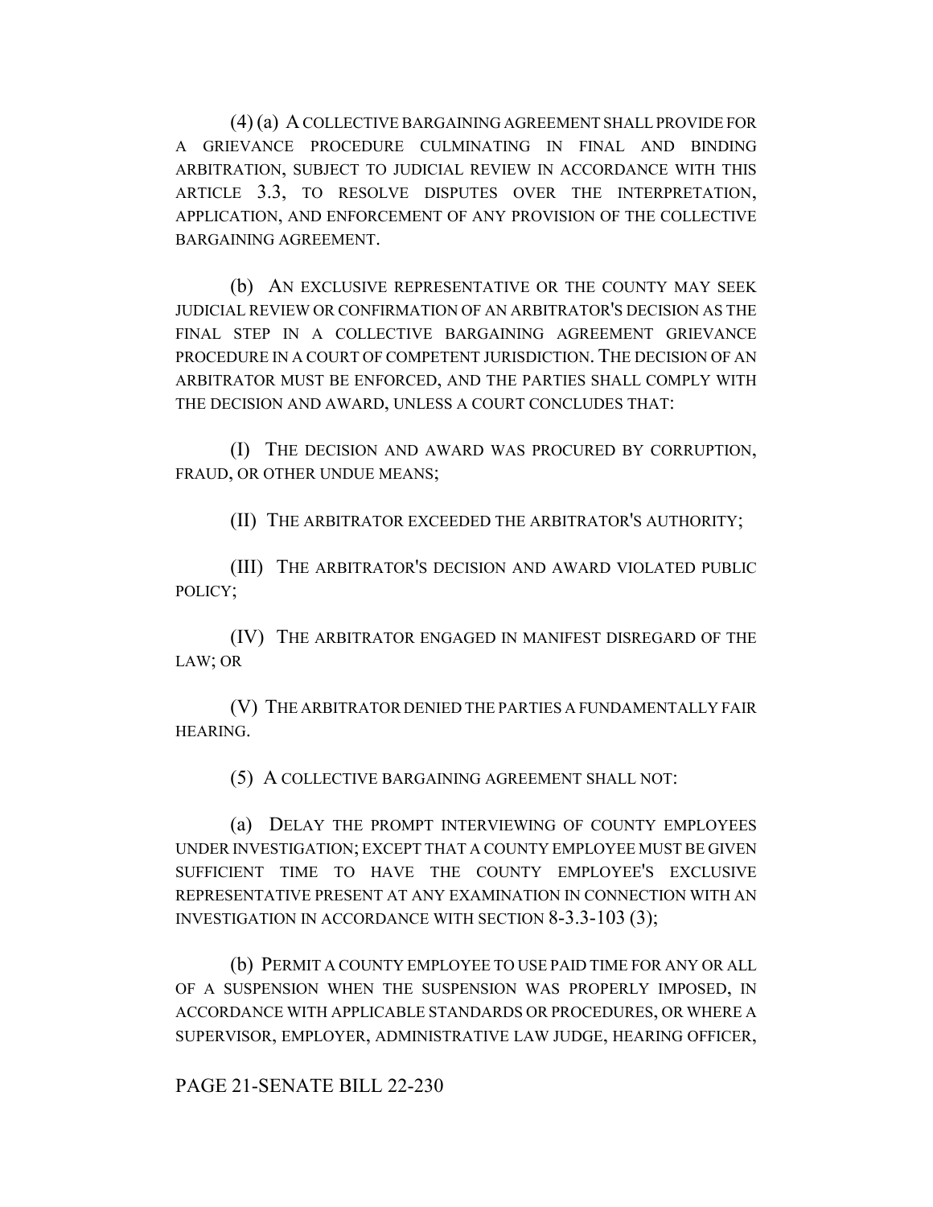(4) (a) A COLLECTIVE BARGAINING AGREEMENT SHALL PROVIDE FOR A GRIEVANCE PROCEDURE CULMINATING IN FINAL AND BINDING ARBITRATION, SUBJECT TO JUDICIAL REVIEW IN ACCORDANCE WITH THIS ARTICLE 3.3, TO RESOLVE DISPUTES OVER THE INTERPRETATION, APPLICATION, AND ENFORCEMENT OF ANY PROVISION OF THE COLLECTIVE BARGAINING AGREEMENT.

(b) AN EXCLUSIVE REPRESENTATIVE OR THE COUNTY MAY SEEK JUDICIAL REVIEW OR CONFIRMATION OF AN ARBITRATOR'S DECISION AS THE FINAL STEP IN A COLLECTIVE BARGAINING AGREEMENT GRIEVANCE PROCEDURE IN A COURT OF COMPETENT JURISDICTION. THE DECISION OF AN ARBITRATOR MUST BE ENFORCED, AND THE PARTIES SHALL COMPLY WITH THE DECISION AND AWARD, UNLESS A COURT CONCLUDES THAT:

(I) THE DECISION AND AWARD WAS PROCURED BY CORRUPTION, FRAUD, OR OTHER UNDUE MEANS;

(II) THE ARBITRATOR EXCEEDED THE ARBITRATOR'S AUTHORITY;

(III) THE ARBITRATOR'S DECISION AND AWARD VIOLATED PUBLIC POLICY;

(IV) THE ARBITRATOR ENGAGED IN MANIFEST DISREGARD OF THE LAW; OR

(V) THE ARBITRATOR DENIED THE PARTIES A FUNDAMENTALLY FAIR HEARING.

(5) A COLLECTIVE BARGAINING AGREEMENT SHALL NOT:

(a) DELAY THE PROMPT INTERVIEWING OF COUNTY EMPLOYEES UNDER INVESTIGATION; EXCEPT THAT A COUNTY EMPLOYEE MUST BE GIVEN SUFFICIENT TIME TO HAVE THE COUNTY EMPLOYEE'S EXCLUSIVE REPRESENTATIVE PRESENT AT ANY EXAMINATION IN CONNECTION WITH AN INVESTIGATION IN ACCORDANCE WITH SECTION 8-3.3-103 (3);

(b) PERMIT A COUNTY EMPLOYEE TO USE PAID TIME FOR ANY OR ALL OF A SUSPENSION WHEN THE SUSPENSION WAS PROPERLY IMPOSED, IN ACCORDANCE WITH APPLICABLE STANDARDS OR PROCEDURES, OR WHERE A SUPERVISOR, EMPLOYER, ADMINISTRATIVE LAW JUDGE, HEARING OFFICER,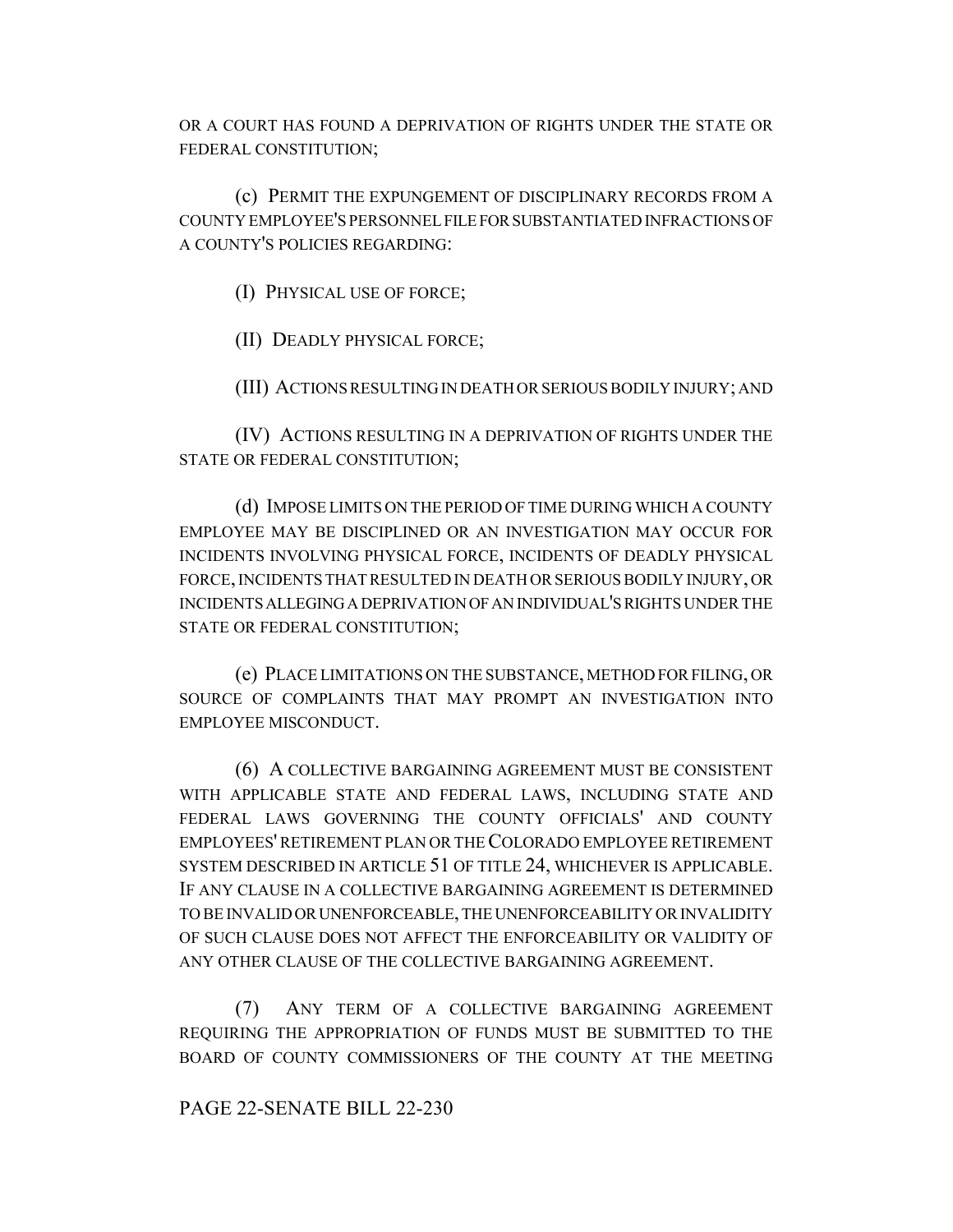OR A COURT HAS FOUND A DEPRIVATION OF RIGHTS UNDER THE STATE OR FEDERAL CONSTITUTION;

(c) PERMIT THE EXPUNGEMENT OF DISCIPLINARY RECORDS FROM A COUNTY EMPLOYEE'S PERSONNEL FILE FOR SUBSTANTIATED INFRACTIONS OF A COUNTY'S POLICIES REGARDING:

(I) PHYSICAL USE OF FORCE;

(II) DEADLY PHYSICAL FORCE;

(III) ACTIONS RESULTING IN DEATH OR SERIOUS BODILY INJURY; AND

(IV) ACTIONS RESULTING IN A DEPRIVATION OF RIGHTS UNDER THE STATE OR FEDERAL CONSTITUTION;

(d) IMPOSE LIMITS ON THE PERIOD OF TIME DURING WHICH A COUNTY EMPLOYEE MAY BE DISCIPLINED OR AN INVESTIGATION MAY OCCUR FOR INCIDENTS INVOLVING PHYSICAL FORCE, INCIDENTS OF DEADLY PHYSICAL FORCE, INCIDENTS THAT RESULTED IN DEATH OR SERIOUS BODILY INJURY, OR INCIDENTS ALLEGING A DEPRIVATION OF AN INDIVIDUAL'S RIGHTS UNDER THE STATE OR FEDERAL CONSTITUTION;

(e) PLACE LIMITATIONS ON THE SUBSTANCE, METHOD FOR FILING, OR SOURCE OF COMPLAINTS THAT MAY PROMPT AN INVESTIGATION INTO EMPLOYEE MISCONDUCT.

(6) A COLLECTIVE BARGAINING AGREEMENT MUST BE CONSISTENT WITH APPLICABLE STATE AND FEDERAL LAWS, INCLUDING STATE AND FEDERAL LAWS GOVERNING THE COUNTY OFFICIALS' AND COUNTY EMPLOYEES' RETIREMENT PLAN OR THE COLORADO EMPLOYEE RETIREMENT SYSTEM DESCRIBED IN ARTICLE 51 OF TITLE 24, WHICHEVER IS APPLICABLE. IF ANY CLAUSE IN A COLLECTIVE BARGAINING AGREEMENT IS DETERMINED TO BE INVALID OR UNENFORCEABLE, THE UNENFORCEABILITY OR INVALIDITY OF SUCH CLAUSE DOES NOT AFFECT THE ENFORCEABILITY OR VALIDITY OF ANY OTHER CLAUSE OF THE COLLECTIVE BARGAINING AGREEMENT.

(7) ANY TERM OF A COLLECTIVE BARGAINING AGREEMENT REQUIRING THE APPROPRIATION OF FUNDS MUST BE SUBMITTED TO THE BOARD OF COUNTY COMMISSIONERS OF THE COUNTY AT THE MEETING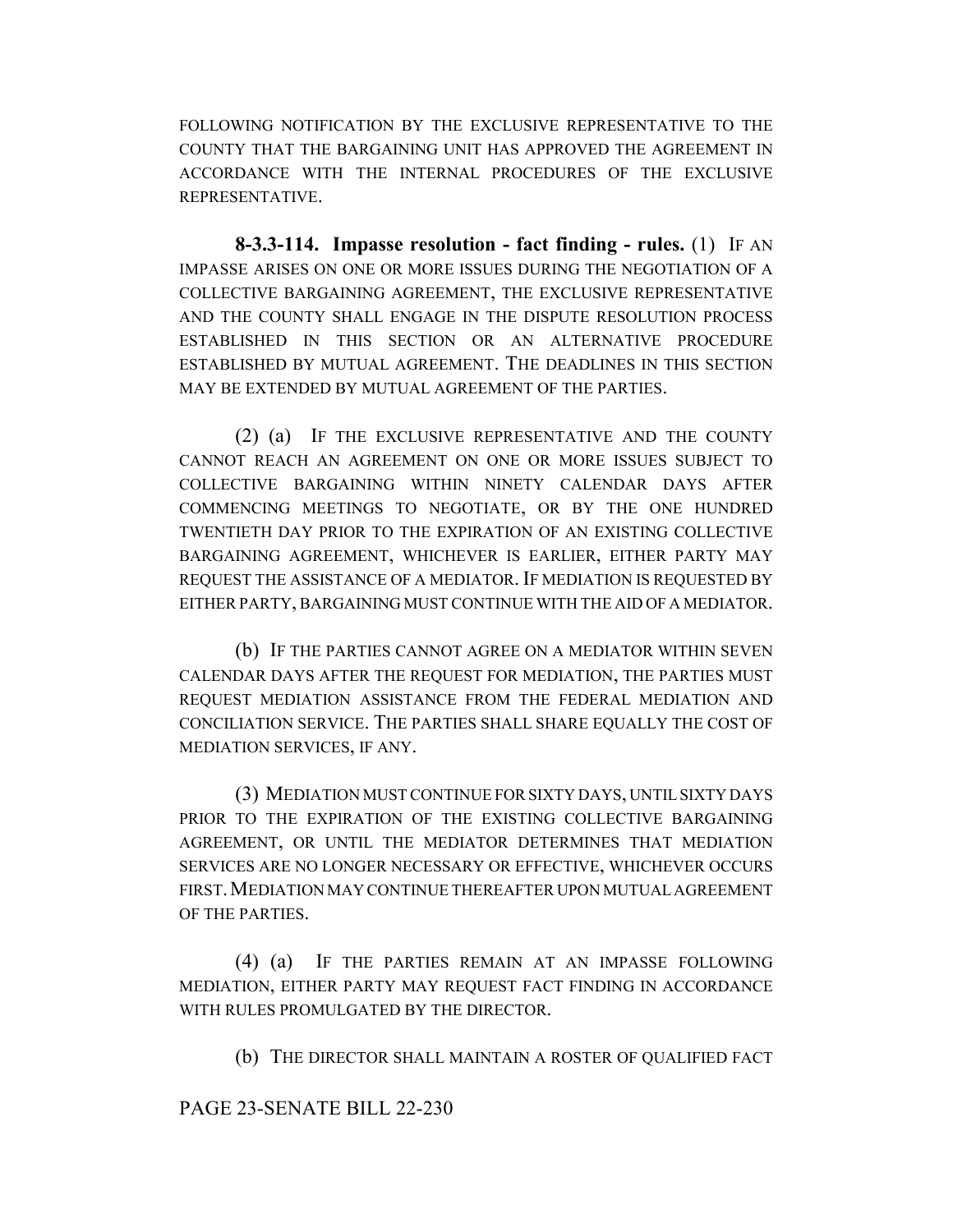FOLLOWING NOTIFICATION BY THE EXCLUSIVE REPRESENTATIVE TO THE COUNTY THAT THE BARGAINING UNIT HAS APPROVED THE AGREEMENT IN ACCORDANCE WITH THE INTERNAL PROCEDURES OF THE EXCLUSIVE REPRESENTATIVE.

**8-3.3-114. Impasse resolution - fact finding - rules.** (1) IF AN IMPASSE ARISES ON ONE OR MORE ISSUES DURING THE NEGOTIATION OF A COLLECTIVE BARGAINING AGREEMENT, THE EXCLUSIVE REPRESENTATIVE AND THE COUNTY SHALL ENGAGE IN THE DISPUTE RESOLUTION PROCESS ESTABLISHED IN THIS SECTION OR AN ALTERNATIVE PROCEDURE ESTABLISHED BY MUTUAL AGREEMENT. THE DEADLINES IN THIS SECTION MAY BE EXTENDED BY MUTUAL AGREEMENT OF THE PARTIES.

(2) (a) IF THE EXCLUSIVE REPRESENTATIVE AND THE COUNTY CANNOT REACH AN AGREEMENT ON ONE OR MORE ISSUES SUBJECT TO COLLECTIVE BARGAINING WITHIN NINETY CALENDAR DAYS AFTER COMMENCING MEETINGS TO NEGOTIATE, OR BY THE ONE HUNDRED TWENTIETH DAY PRIOR TO THE EXPIRATION OF AN EXISTING COLLECTIVE BARGAINING AGREEMENT, WHICHEVER IS EARLIER, EITHER PARTY MAY REQUEST THE ASSISTANCE OF A MEDIATOR. IF MEDIATION IS REQUESTED BY EITHER PARTY, BARGAINING MUST CONTINUE WITH THE AID OF A MEDIATOR.

(b) IF THE PARTIES CANNOT AGREE ON A MEDIATOR WITHIN SEVEN CALENDAR DAYS AFTER THE REQUEST FOR MEDIATION, THE PARTIES MUST REQUEST MEDIATION ASSISTANCE FROM THE FEDERAL MEDIATION AND CONCILIATION SERVICE. THE PARTIES SHALL SHARE EQUALLY THE COST OF MEDIATION SERVICES, IF ANY.

(3) MEDIATION MUST CONTINUE FOR SIXTY DAYS, UNTIL SIXTY DAYS PRIOR TO THE EXPIRATION OF THE EXISTING COLLECTIVE BARGAINING AGREEMENT, OR UNTIL THE MEDIATOR DETERMINES THAT MEDIATION SERVICES ARE NO LONGER NECESSARY OR EFFECTIVE, WHICHEVER OCCURS FIRST. MEDIATION MAY CONTINUE THEREAFTER UPON MUTUAL AGREEMENT OF THE PARTIES.

(4) (a) IF THE PARTIES REMAIN AT AN IMPASSE FOLLOWING MEDIATION, EITHER PARTY MAY REQUEST FACT FINDING IN ACCORDANCE WITH RULES PROMULGATED BY THE DIRECTOR.

(b) THE DIRECTOR SHALL MAINTAIN A ROSTER OF QUALIFIED FACT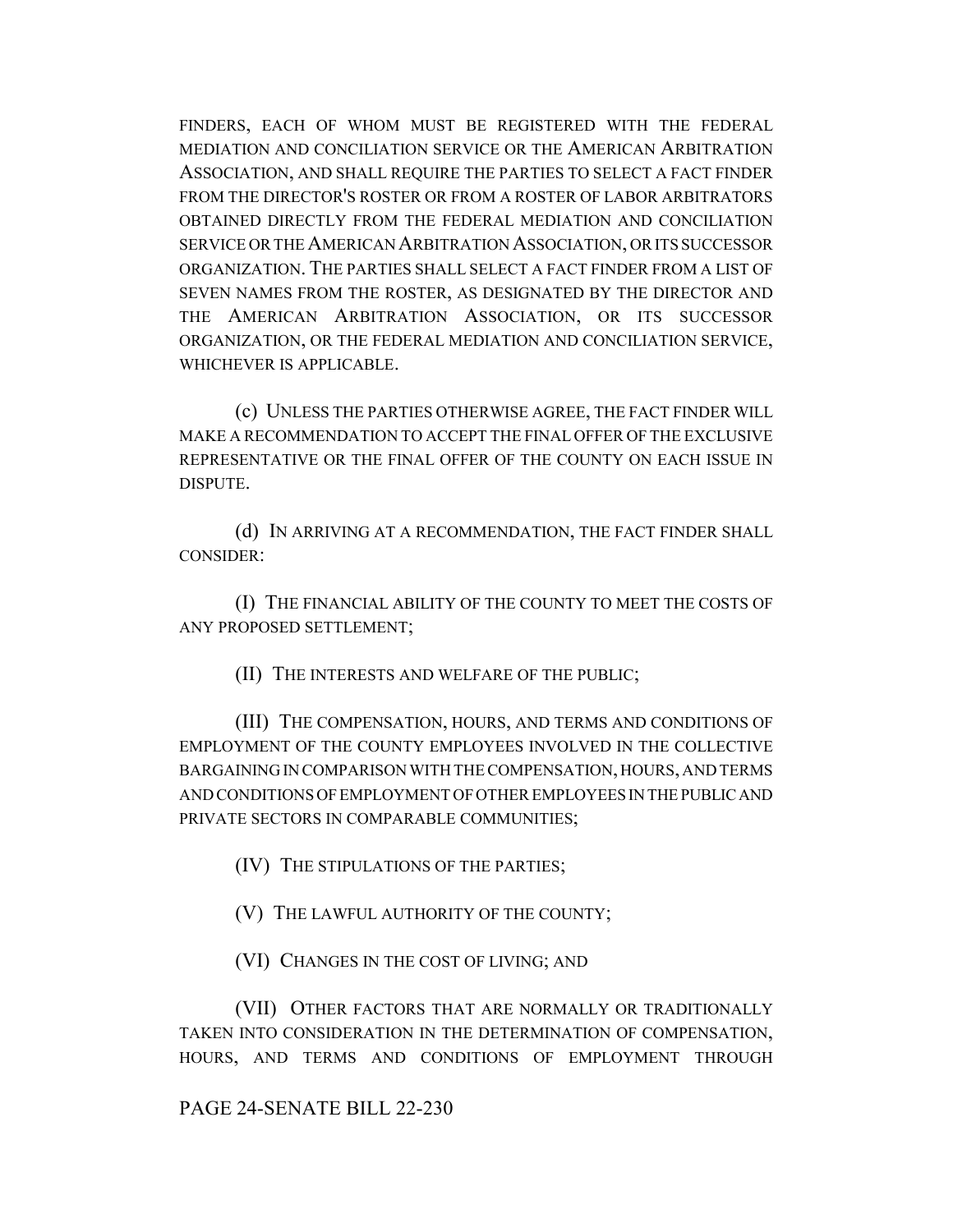FINDERS, EACH OF WHOM MUST BE REGISTERED WITH THE FEDERAL MEDIATION AND CONCILIATION SERVICE OR THE AMERICAN ARBITRATION ASSOCIATION, AND SHALL REQUIRE THE PARTIES TO SELECT A FACT FINDER FROM THE DIRECTOR'S ROSTER OR FROM A ROSTER OF LABOR ARBITRATORS OBTAINED DIRECTLY FROM THE FEDERAL MEDIATION AND CONCILIATION SERVICE OR THE AMERICAN ARBITRATION ASSOCIATION, OR ITS SUCCESSOR ORGANIZATION. THE PARTIES SHALL SELECT A FACT FINDER FROM A LIST OF SEVEN NAMES FROM THE ROSTER, AS DESIGNATED BY THE DIRECTOR AND THE AMERICAN ARBITRATION ASSOCIATION, OR ITS SUCCESSOR ORGANIZATION, OR THE FEDERAL MEDIATION AND CONCILIATION SERVICE, WHICHEVER IS APPLICABLE.

(c) UNLESS THE PARTIES OTHERWISE AGREE, THE FACT FINDER WILL MAKE A RECOMMENDATION TO ACCEPT THE FINAL OFFER OF THE EXCLUSIVE REPRESENTATIVE OR THE FINAL OFFER OF THE COUNTY ON EACH ISSUE IN DISPUTE.

(d) IN ARRIVING AT A RECOMMENDATION, THE FACT FINDER SHALL CONSIDER:

(I) THE FINANCIAL ABILITY OF THE COUNTY TO MEET THE COSTS OF ANY PROPOSED SETTLEMENT;

(II) THE INTERESTS AND WELFARE OF THE PUBLIC;

(III) THE COMPENSATION, HOURS, AND TERMS AND CONDITIONS OF EMPLOYMENT OF THE COUNTY EMPLOYEES INVOLVED IN THE COLLECTIVE BARGAINING IN COMPARISON WITH THE COMPENSATION, HOURS, AND TERMS AND CONDITIONS OF EMPLOYMENT OF OTHER EMPLOYEES IN THE PUBLIC AND PRIVATE SECTORS IN COMPARABLE COMMUNITIES;

(IV) THE STIPULATIONS OF THE PARTIES;

(V) THE LAWFUL AUTHORITY OF THE COUNTY;

(VI) CHANGES IN THE COST OF LIVING; AND

(VII) OTHER FACTORS THAT ARE NORMALLY OR TRADITIONALLY TAKEN INTO CONSIDERATION IN THE DETERMINATION OF COMPENSATION, HOURS, AND TERMS AND CONDITIONS OF EMPLOYMENT THROUGH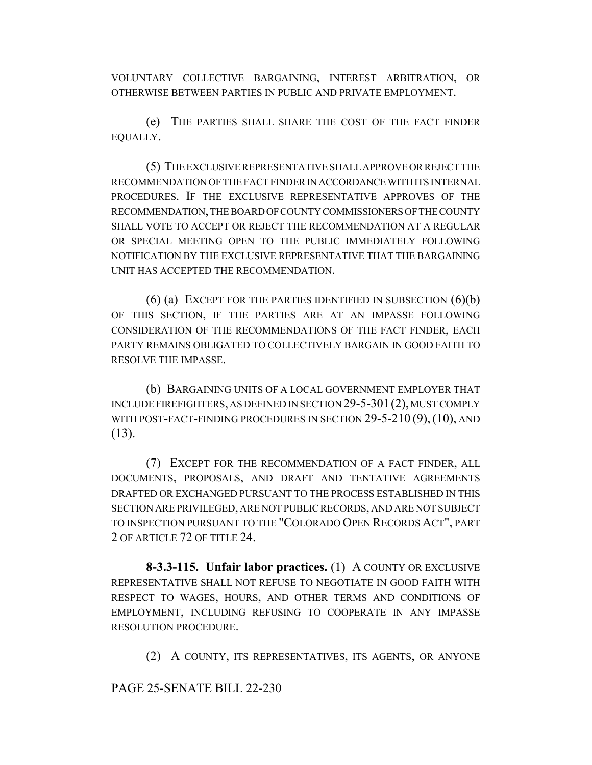VOLUNTARY COLLECTIVE BARGAINING, INTEREST ARBITRATION, OR OTHERWISE BETWEEN PARTIES IN PUBLIC AND PRIVATE EMPLOYMENT.

(e) THE PARTIES SHALL SHARE THE COST OF THE FACT FINDER EQUALLY.

(5) THE EXCLUSIVE REPRESENTATIVE SHALL APPROVE OR REJECT THE RECOMMENDATION OF THE FACT FINDER IN ACCORDANCE WITH ITS INTERNAL PROCEDURES. IF THE EXCLUSIVE REPRESENTATIVE APPROVES OF THE RECOMMENDATION, THE BOARD OF COUNTY COMMISSIONERS OF THE COUNTY SHALL VOTE TO ACCEPT OR REJECT THE RECOMMENDATION AT A REGULAR OR SPECIAL MEETING OPEN TO THE PUBLIC IMMEDIATELY FOLLOWING NOTIFICATION BY THE EXCLUSIVE REPRESENTATIVE THAT THE BARGAINING UNIT HAS ACCEPTED THE RECOMMENDATION.

(6) (a) EXCEPT FOR THE PARTIES IDENTIFIED IN SUBSECTION (6)(b) OF THIS SECTION, IF THE PARTIES ARE AT AN IMPASSE FOLLOWING CONSIDERATION OF THE RECOMMENDATIONS OF THE FACT FINDER, EACH PARTY REMAINS OBLIGATED TO COLLECTIVELY BARGAIN IN GOOD FAITH TO RESOLVE THE IMPASSE.

(b) BARGAINING UNITS OF A LOCAL GOVERNMENT EMPLOYER THAT INCLUDE FIREFIGHTERS, AS DEFINED IN SECTION 29-5-301 (2), MUST COMPLY WITH POST-FACT-FINDING PROCEDURES IN SECTION 29-5-210 (9), (10), AND (13).

(7) EXCEPT FOR THE RECOMMENDATION OF A FACT FINDER, ALL DOCUMENTS, PROPOSALS, AND DRAFT AND TENTATIVE AGREEMENTS DRAFTED OR EXCHANGED PURSUANT TO THE PROCESS ESTABLISHED IN THIS SECTION ARE PRIVILEGED, ARE NOT PUBLIC RECORDS, AND ARE NOT SUBJECT TO INSPECTION PURSUANT TO THE "COLORADO OPEN RECORDS ACT", PART 2 OF ARTICLE 72 OF TITLE 24.

**8-3.3-115. Unfair labor practices.** (1) A COUNTY OR EXCLUSIVE REPRESENTATIVE SHALL NOT REFUSE TO NEGOTIATE IN GOOD FAITH WITH RESPECT TO WAGES, HOURS, AND OTHER TERMS AND CONDITIONS OF EMPLOYMENT, INCLUDING REFUSING TO COOPERATE IN ANY IMPASSE RESOLUTION PROCEDURE.

(2) A COUNTY, ITS REPRESENTATIVES, ITS AGENTS, OR ANYONE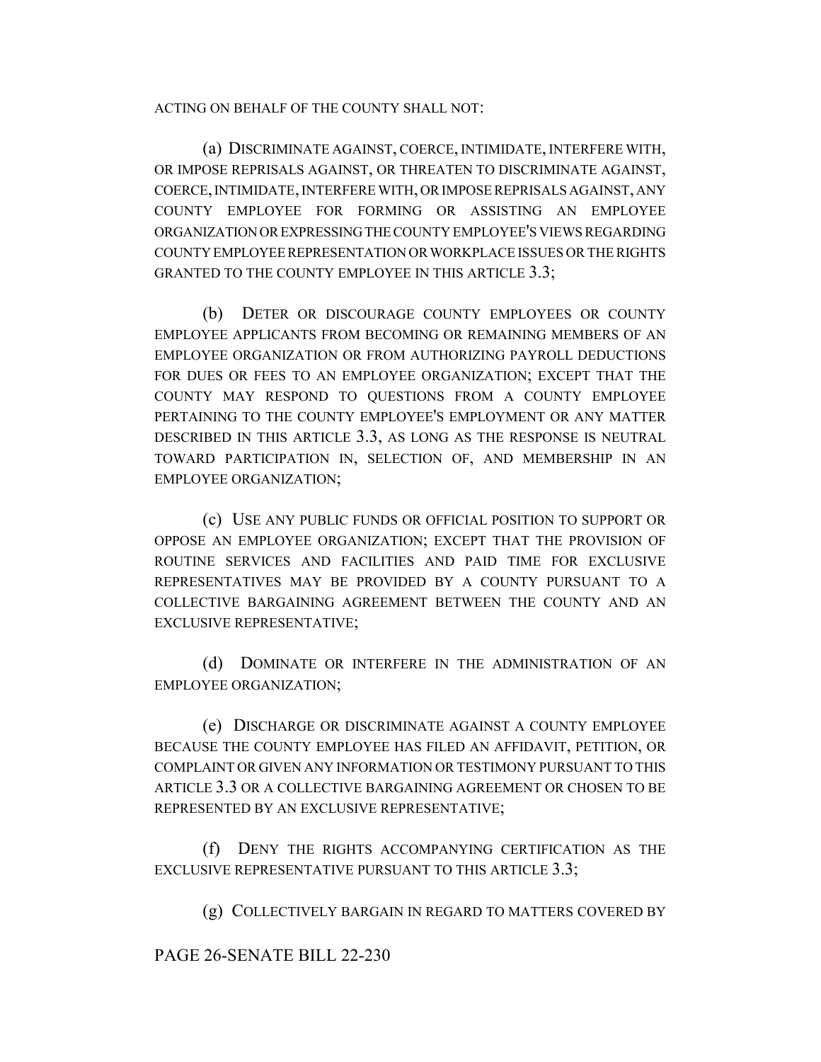ACTING ON BEHALF OF THE COUNTY SHALL NOT:

(a) DISCRIMINATE AGAINST, COERCE, INTIMIDATE, INTERFERE WITH, OR IMPOSE REPRISALS AGAINST, OR THREATEN TO DISCRIMINATE AGAINST, COERCE, INTIMIDATE, INTERFERE WITH, OR IMPOSE REPRISALS AGAINST, ANY COUNTY EMPLOYEE FOR FORMING OR ASSISTING AN EMPLOYEE ORGANIZATION OR EXPRESSING THE COUNTY EMPLOYEE'S VIEWS REGARDING COUNTY EMPLOYEE REPRESENTATION OR WORKPLACE ISSUES OR THE RIGHTS GRANTED TO THE COUNTY EMPLOYEE IN THIS ARTICLE 3.3;

(b) DETER OR DISCOURAGE COUNTY EMPLOYEES OR COUNTY EMPLOYEE APPLICANTS FROM BECOMING OR REMAINING MEMBERS OF AN EMPLOYEE ORGANIZATION OR FROM AUTHORIZING PAYROLL DEDUCTIONS FOR DUES OR FEES TO AN EMPLOYEE ORGANIZATION; EXCEPT THAT THE COUNTY MAY RESPOND TO QUESTIONS FROM A COUNTY EMPLOYEE PERTAINING TO THE COUNTY EMPLOYEE'S EMPLOYMENT OR ANY MATTER DESCRIBED IN THIS ARTICLE 3.3, AS LONG AS THE RESPONSE IS NEUTRAL TOWARD PARTICIPATION IN, SELECTION OF, AND MEMBERSHIP IN AN EMPLOYEE ORGANIZATION;

(c) USE ANY PUBLIC FUNDS OR OFFICIAL POSITION TO SUPPORT OR OPPOSE AN EMPLOYEE ORGANIZATION; EXCEPT THAT THE PROVISION OF ROUTINE SERVICES AND FACILITIES AND PAID TIME FOR EXCLUSIVE REPRESENTATIVES MAY BE PROVIDED BY A COUNTY PURSUANT TO A COLLECTIVE BARGAINING AGREEMENT BETWEEN THE COUNTY AND AN EXCLUSIVE REPRESENTATIVE;

(d) DOMINATE OR INTERFERE IN THE ADMINISTRATION OF AN EMPLOYEE ORGANIZATION;

(e) DISCHARGE OR DISCRIMINATE AGAINST A COUNTY EMPLOYEE BECAUSE THE COUNTY EMPLOYEE HAS FILED AN AFFIDAVIT, PETITION, OR COMPLAINT OR GIVEN ANY INFORMATION OR TESTIMONY PURSUANT TO THIS ARTICLE 3.3 OR A COLLECTIVE BARGAINING AGREEMENT OR CHOSEN TO BE REPRESENTED BY AN EXCLUSIVE REPRESENTATIVE;

(f) DENY THE RIGHTS ACCOMPANYING CERTIFICATION AS THE EXCLUSIVE REPRESENTATIVE PURSUANT TO THIS ARTICLE 3.3;

(g) COLLECTIVELY BARGAIN IN REGARD TO MATTERS COVERED BY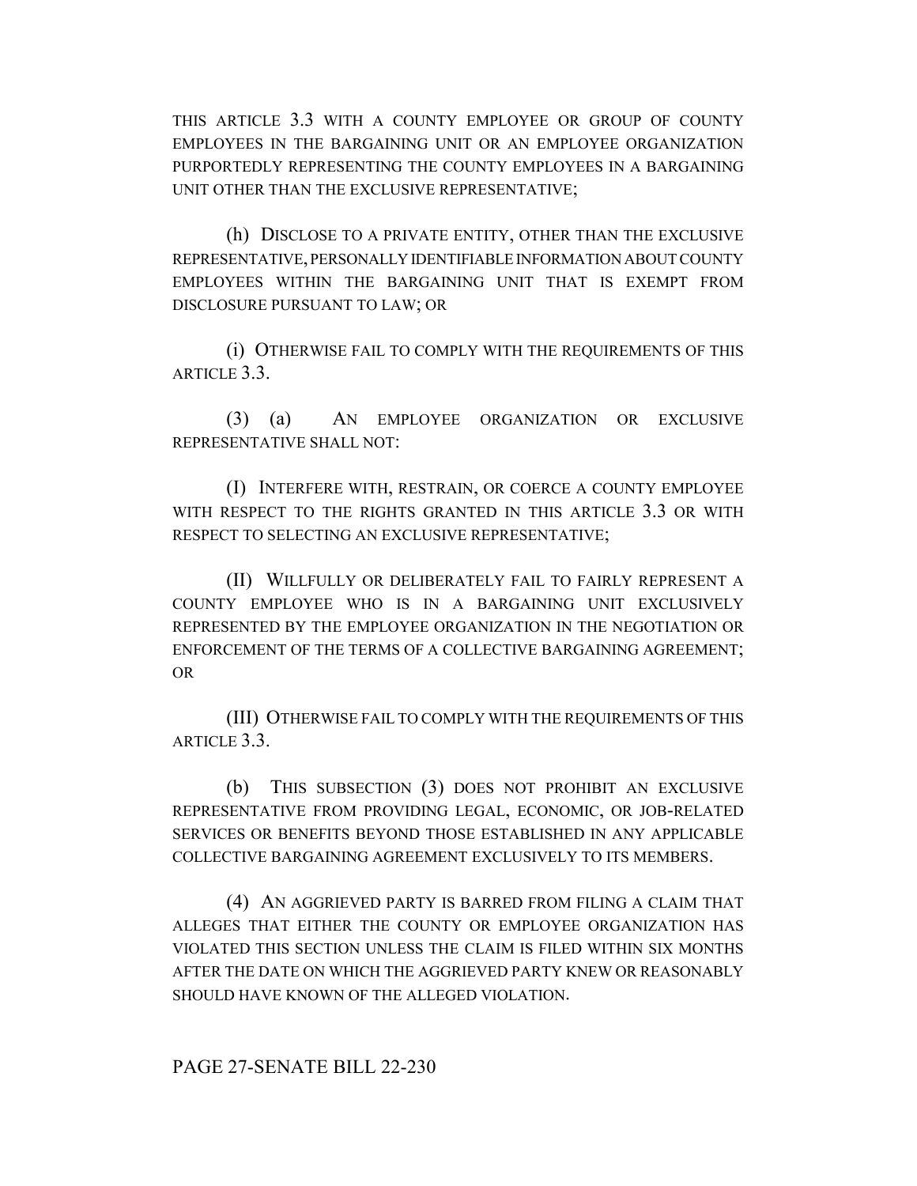THIS ARTICLE 3.3 WITH A COUNTY EMPLOYEE OR GROUP OF COUNTY EMPLOYEES IN THE BARGAINING UNIT OR AN EMPLOYEE ORGANIZATION PURPORTEDLY REPRESENTING THE COUNTY EMPLOYEES IN A BARGAINING UNIT OTHER THAN THE EXCLUSIVE REPRESENTATIVE;

(h) DISCLOSE TO A PRIVATE ENTITY, OTHER THAN THE EXCLUSIVE REPRESENTATIVE, PERSONALLY IDENTIFIABLE INFORMATION ABOUT COUNTY EMPLOYEES WITHIN THE BARGAINING UNIT THAT IS EXEMPT FROM DISCLOSURE PURSUANT TO LAW; OR

(i) OTHERWISE FAIL TO COMPLY WITH THE REQUIREMENTS OF THIS ARTICLE 3.3.

(3) (a) AN EMPLOYEE ORGANIZATION OR EXCLUSIVE REPRESENTATIVE SHALL NOT:

(I) INTERFERE WITH, RESTRAIN, OR COERCE A COUNTY EMPLOYEE WITH RESPECT TO THE RIGHTS GRANTED IN THIS ARTICLE 3.3 OR WITH RESPECT TO SELECTING AN EXCLUSIVE REPRESENTATIVE;

(II) WILLFULLY OR DELIBERATELY FAIL TO FAIRLY REPRESENT A COUNTY EMPLOYEE WHO IS IN A BARGAINING UNIT EXCLUSIVELY REPRESENTED BY THE EMPLOYEE ORGANIZATION IN THE NEGOTIATION OR ENFORCEMENT OF THE TERMS OF A COLLECTIVE BARGAINING AGREEMENT; OR

(III) OTHERWISE FAIL TO COMPLY WITH THE REQUIREMENTS OF THIS ARTICLE 3.3.

(b) THIS SUBSECTION (3) DOES NOT PROHIBIT AN EXCLUSIVE REPRESENTATIVE FROM PROVIDING LEGAL, ECONOMIC, OR JOB-RELATED SERVICES OR BENEFITS BEYOND THOSE ESTABLISHED IN ANY APPLICABLE COLLECTIVE BARGAINING AGREEMENT EXCLUSIVELY TO ITS MEMBERS.

(4) AN AGGRIEVED PARTY IS BARRED FROM FILING A CLAIM THAT ALLEGES THAT EITHER THE COUNTY OR EMPLOYEE ORGANIZATION HAS VIOLATED THIS SECTION UNLESS THE CLAIM IS FILED WITHIN SIX MONTHS AFTER THE DATE ON WHICH THE AGGRIEVED PARTY KNEW OR REASONABLY SHOULD HAVE KNOWN OF THE ALLEGED VIOLATION.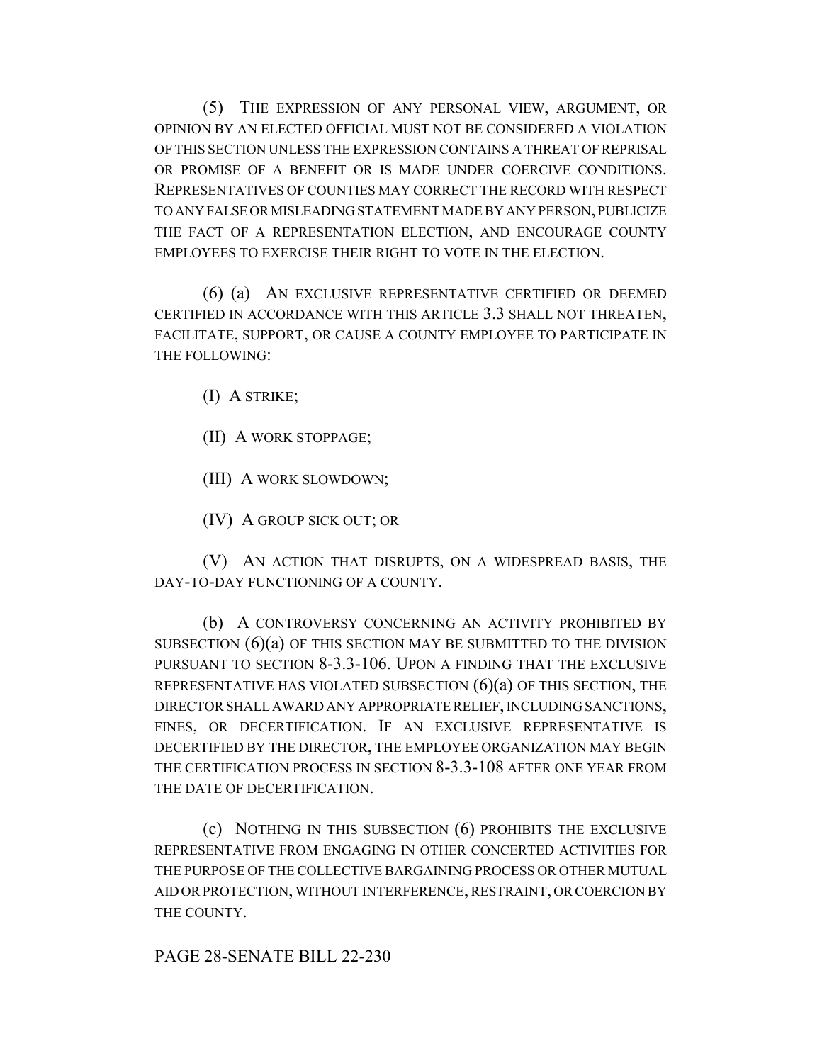(5) THE EXPRESSION OF ANY PERSONAL VIEW, ARGUMENT, OR OPINION BY AN ELECTED OFFICIAL MUST NOT BE CONSIDERED A VIOLATION OF THIS SECTION UNLESS THE EXPRESSION CONTAINS A THREAT OF REPRISAL OR PROMISE OF A BENEFIT OR IS MADE UNDER COERCIVE CONDITIONS. REPRESENTATIVES OF COUNTIES MAY CORRECT THE RECORD WITH RESPECT TO ANY FALSE OR MISLEADING STATEMENT MADE BY ANY PERSON, PUBLICIZE THE FACT OF A REPRESENTATION ELECTION, AND ENCOURAGE COUNTY EMPLOYEES TO EXERCISE THEIR RIGHT TO VOTE IN THE ELECTION.

(6) (a) AN EXCLUSIVE REPRESENTATIVE CERTIFIED OR DEEMED CERTIFIED IN ACCORDANCE WITH THIS ARTICLE 3.3 SHALL NOT THREATEN, FACILITATE, SUPPORT, OR CAUSE A COUNTY EMPLOYEE TO PARTICIPATE IN THE FOLLOWING:

(I) A STRIKE;

(II) A WORK STOPPAGE;

(III) A WORK SLOWDOWN;

(IV) A GROUP SICK OUT; OR

(V) AN ACTION THAT DISRUPTS, ON A WIDESPREAD BASIS, THE DAY-TO-DAY FUNCTIONING OF A COUNTY.

(b) A CONTROVERSY CONCERNING AN ACTIVITY PROHIBITED BY SUBSECTION (6)(a) OF THIS SECTION MAY BE SUBMITTED TO THE DIVISION PURSUANT TO SECTION 8-3.3-106. UPON A FINDING THAT THE EXCLUSIVE REPRESENTATIVE HAS VIOLATED SUBSECTION (6)(a) OF THIS SECTION, THE DIRECTOR SHALL AWARD ANY APPROPRIATE RELIEF, INCLUDING SANCTIONS, FINES, OR DECERTIFICATION. IF AN EXCLUSIVE REPRESENTATIVE IS DECERTIFIED BY THE DIRECTOR, THE EMPLOYEE ORGANIZATION MAY BEGIN THE CERTIFICATION PROCESS IN SECTION 8-3.3-108 AFTER ONE YEAR FROM THE DATE OF DECERTIFICATION.

(c) NOTHING IN THIS SUBSECTION (6) PROHIBITS THE EXCLUSIVE REPRESENTATIVE FROM ENGAGING IN OTHER CONCERTED ACTIVITIES FOR THE PURPOSE OF THE COLLECTIVE BARGAINING PROCESS OR OTHER MUTUAL AID OR PROTECTION, WITHOUT INTERFERENCE, RESTRAINT, OR COERCION BY THE COUNTY.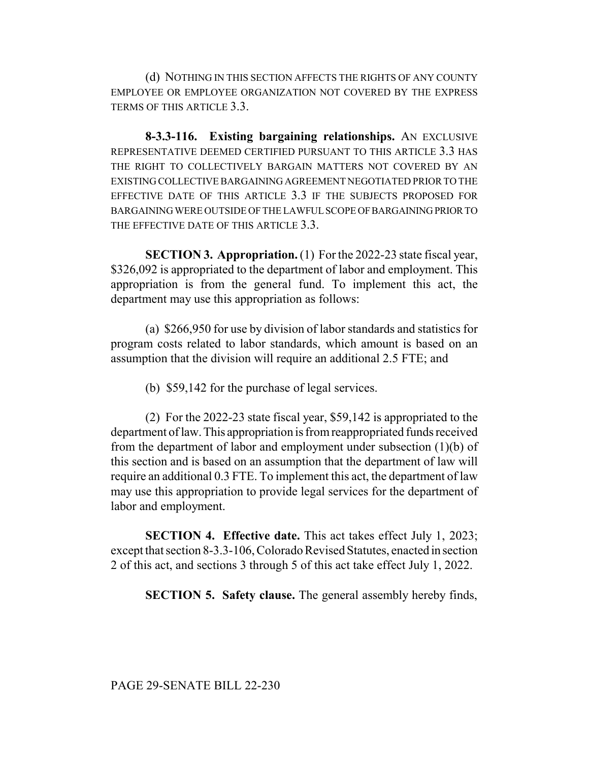(d) NOTHING IN THIS SECTION AFFECTS THE RIGHTS OF ANY COUNTY EMPLOYEE OR EMPLOYEE ORGANIZATION NOT COVERED BY THE EXPRESS TERMS OF THIS ARTICLE 3.3.

**8-3.3-116. Existing bargaining relationships.** AN EXCLUSIVE REPRESENTATIVE DEEMED CERTIFIED PURSUANT TO THIS ARTICLE 3.3 HAS THE RIGHT TO COLLECTIVELY BARGAIN MATTERS NOT COVERED BY AN EXISTING COLLECTIVE BARGAINING AGREEMENT NEGOTIATED PRIOR TO THE EFFECTIVE DATE OF THIS ARTICLE 3.3 IF THE SUBJECTS PROPOSED FOR BARGAINING WERE OUTSIDE OF THE LAWFUL SCOPE OF BARGAINING PRIOR TO THE EFFECTIVE DATE OF THIS ARTICLE 3.3.

**SECTION 3. Appropriation.** (1) For the 2022-23 state fiscal year, $326,092 is appropriated to the department of labor and employment. This appropriation is from the general fund. To implement this act, the department may use this appropriation as follows:

(a) $266,950 for use by division of labor standards and statistics for program costs related to labor standards, which amount is based on an assumption that the division will require an additional 2.5 FTE; and

(b) $59,142 for the purchase of legal services.

(2) For the 2022-23 state fiscal year, $59,142 is appropriated to the department of law. This appropriation is from reappropriated funds received from the department of labor and employment under subsection (1)(b) of this section and is based on an assumption that the department of law will require an additional 0.3 FTE. To implement this act, the department of law may use this appropriation to provide legal services for the department of labor and employment.

**SECTION 4. Effective date.** This act takes effect July 1, 2023; except that section 8-3.3-106, Colorado Revised Statutes, enacted in section 2 of this act, and sections 3 through 5 of this act take effect July 1, 2022.

**SECTION 5. Safety clause.** The general assembly hereby finds,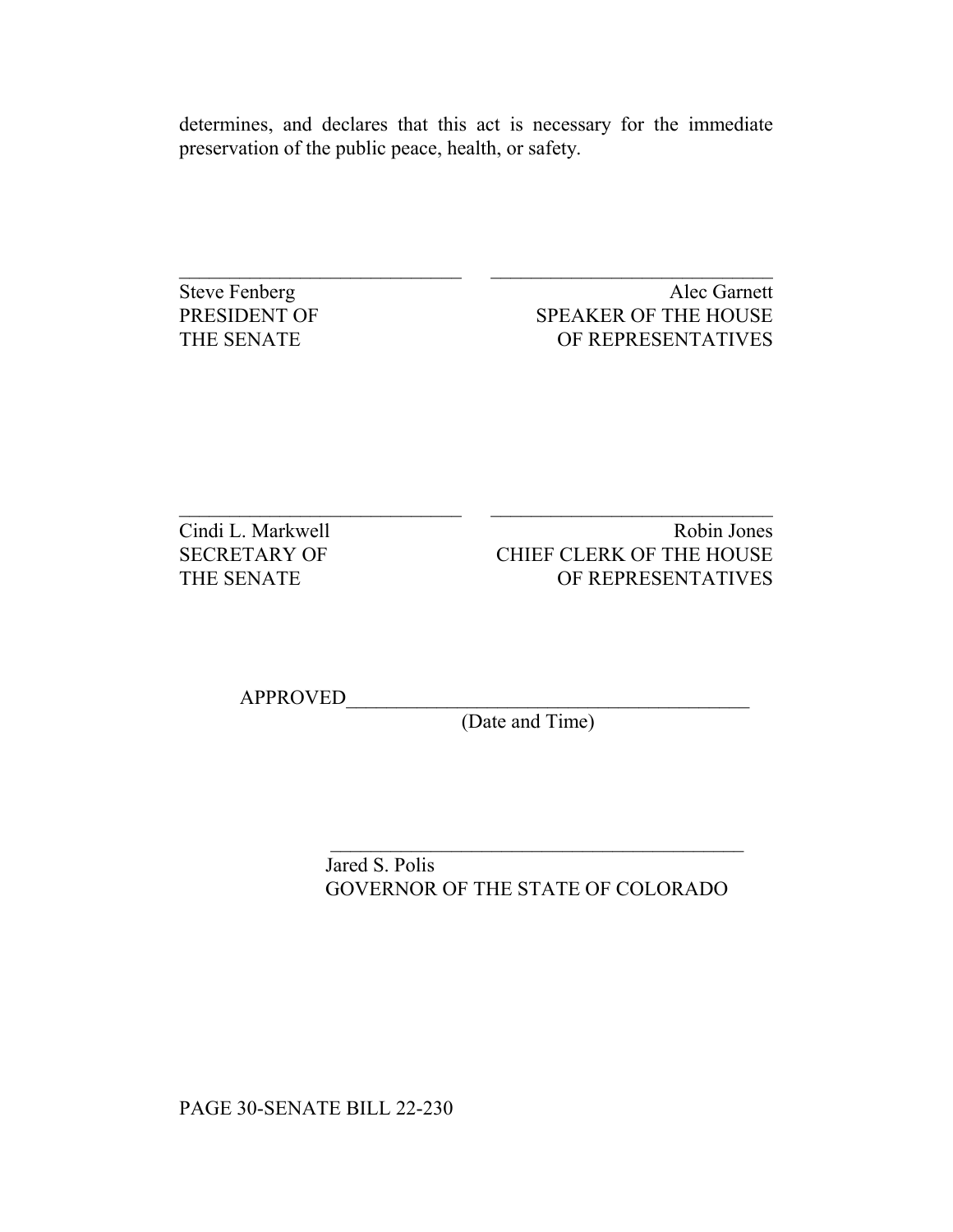determines, and declares that this act is necessary for the immediate preservation of the public peace, health, or safety.

____________________________ ____________________________
Steve Fenberg — PRESIDENT OF THE SENATE
Alec Garnett — SPEAKER OF THE HOUSE OF REPRESENTATIVES

____________________________ ____________________________
Cindi L. Markwell — SECRETARY OF THE SENATE
Robin Jones — CHIEF CLERK OF THE HOUSE OF REPRESENTATIVES

APPROVED________________________________________
(Date and Time)

_________________________________________
Jared S. Polis
GOVERNOR OF THE STATE OF COLORADO

PAGE 30-SENATE BILL 22-230